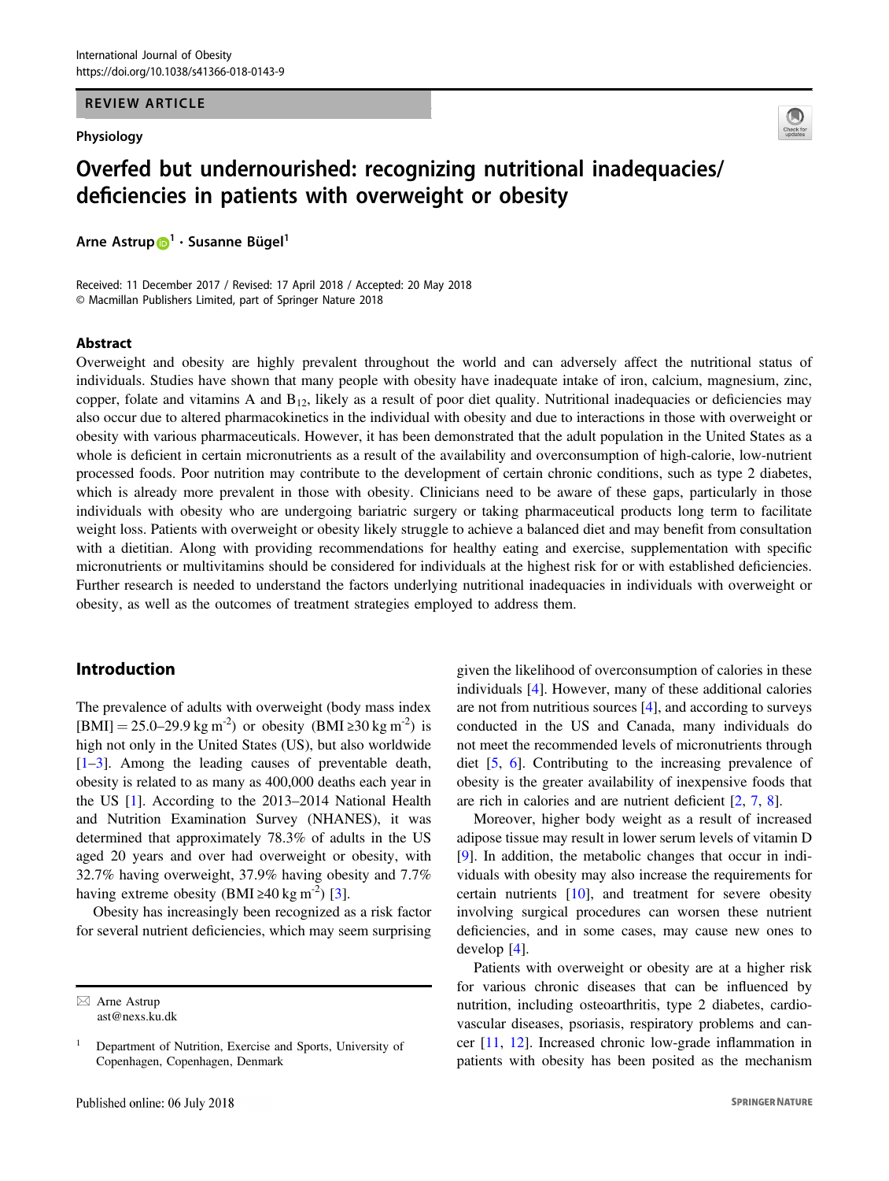REVIEW ARTICLE

Physiology

# Overfed but undernourished: recognizing nutritional inadequacies/deficiencies in patients with overweight or obesity

**Arne Astrup[1] · Susanne Bügel[1]**

Received: 11 December 2017 / Revised: 17 April 2018 / Accepted: 20 May 2018
© Macmillan Publishers Limited, part of Springer Nature 2018

## Abstract

Overweight and obesity are highly prevalent throughout the world and can adversely affect the nutritional status of individuals. Studies have shown that many people with obesity have inadequate intake of iron, calcium, magnesium, zinc, copper, folate and vitamins A and $B_{12}$, likely as a result of poor diet quality. Nutritional inadequacies or deficiencies may also occur due to altered pharmacokinetics in the individual with obesity and due to interactions in those with overweight or obesity with various pharmaceuticals. However, it has been demonstrated that the adult population in the United States as a whole is deficient in certain micronutrients as a result of the availability and overconsumption of high-calorie, low-nutrient processed foods. Poor nutrition may contribute to the development of certain chronic conditions, such as type 2 diabetes, which is already more prevalent in those with obesity. Clinicians need to be aware of these gaps, particularly in those individuals with obesity who are undergoing bariatric surgery or taking pharmaceutical products long term to facilitate weight loss. Patients with overweight or obesity likely struggle to achieve a balanced diet and may benefit from consultation with a dietitian. Along with providing recommendations for healthy eating and exercise, supplementation with specific micronutrients or multivitamins should be considered for individuals at the highest risk for or with established deficiencies. Further research is needed to understand the factors underlying nutritional inadequacies in individuals with overweight or obesity, as well as the outcomes of treatment strategies employed to address them.

## Introduction

The prevalence of adults with overweight (body mass index [BMI] = 25.0–29.9 kg $m^{-2}$) or obesity (BMI ≥30 kg $m^{-2}$) is high not only in the United States (US), but also worldwide [1–3]. Among the leading causes of preventable death, obesity is related to as many as 400,000 deaths each year in the US [1]. According to the 2013–2014 National Health and Nutrition Examination Survey (NHANES), it was determined that approximately 78.3% of adults in the US aged 20 years and over had overweight or obesity, with 32.7% having overweight, 37.9% having obesity and 7.7% having extreme obesity (BMI ≥40 kg $m^{-2}$) [3].

Obesity has increasingly been recognized as a risk factor for several nutrient deficiencies, which may seem surprising given the likelihood of overconsumption of calories in these individuals [4]. However, many of these additional calories are not from nutritious sources [4], and according to surveys conducted in the US and Canada, many individuals do not meet the recommended levels of micronutrients through diet [5, 6]. Contributing to the increasing prevalence of obesity is the greater availability of inexpensive foods that are rich in calories and are nutrient deficient [2, 7, 8].

Moreover, higher body weight as a result of increased adipose tissue may result in lower serum levels of vitamin D [9]. In addition, the metabolic changes that occur in individuals with obesity may also increase the requirements for certain nutrients [10], and treatment for severe obesity involving surgical procedures can worsen these nutrient deficiencies, and in some cases, may cause new ones to develop [4].

Patients with overweight or obesity are at a higher risk for various chronic diseases that can be influenced by nutrition, including osteoarthritis, type 2 diabetes, cardiovascular diseases, psoriasis, respiratory problems and cancer [11, 12]. Increased chronic low-grade inflammation in patients with obesity has been posited as the mechanism

✉ Arne Astrup
ast@nexs.ku.dk

[1] Department of Nutrition, Exercise and Sports, University of Copenhagen, Copenhagen, Denmark

Published online: 06 July 2018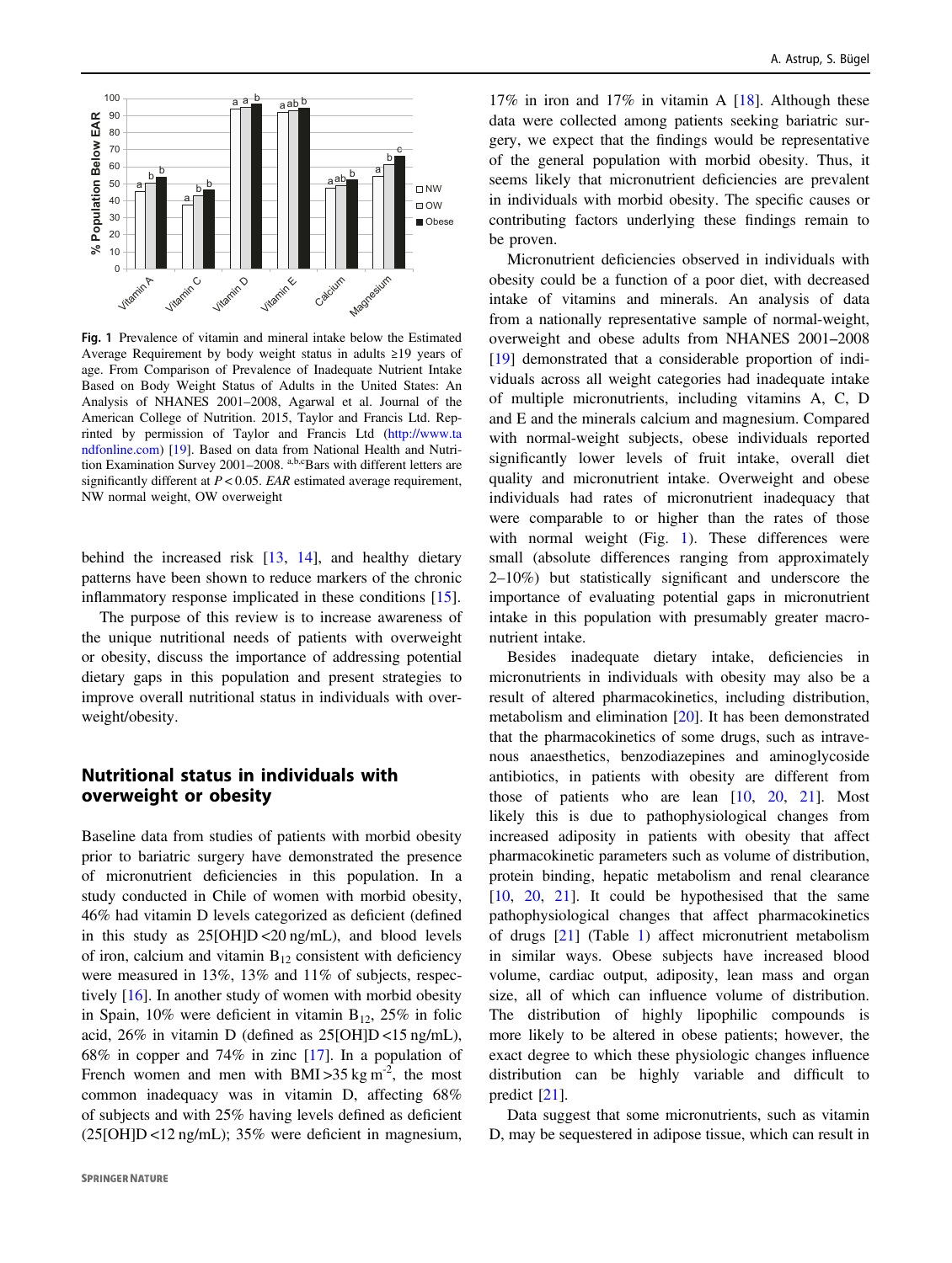Fig. 1 Prevalence of vitamin and mineral intake below the Estimated Average Requirement by body weight status in adults ≥19 years of age. From Comparison of Prevalence of Inadequate Nutrient Intake Based on Body Weight Status of Adults in the United States: An Analysis of NHANES 2001–2008, Agarwal et al. Journal of the American College of Nutrition. 2015, Taylor and Francis Ltd. Reprinted by permission of Taylor and Francis Ltd (http://www.tandfonline.com) [19]. Based on data from National Health and Nutrition Examination Survey 2001–2008. [a,b,c]Bars with different letters are significantly different at $P < 0.05$. *EAR* estimated average requirement, NW normal weight, OW overweight

behind the increased risk [13, 14], and healthy dietary patterns have been shown to reduce markers of the chronic inflammatory response implicated in these conditions [15].

The purpose of this review is to increase awareness of the unique nutritional needs of patients with overweight or obesity, discuss the importance of addressing potential dietary gaps in this population and present strategies to improve overall nutritional status in individuals with overweight/obesity.

## Nutritional status in individuals with overweight or obesity

Baseline data from studies of patients with morbid obesity prior to bariatric surgery have demonstrated the presence of micronutrient deficiencies in this population. In a study conducted in Chile of women with morbid obesity, 46% had vitamin D levels categorized as deficient (defined in this study as 25[OH]D <20 ng/mL), and blood levels of iron, calcium and vitamin $B_{12}$ consistent with deficiency were measured in 13%, 13% and 11% of subjects, respectively [16]. In another study of women with morbid obesity in Spain, 10% were deficient in vitamin $B_{12}$, 25% in folic acid, 26% in vitamin D (defined as 25[OH]D <15 ng/mL), 68% in copper and 74% in zinc [17]. In a population of French women and men with BMI >35 kg m$^{-2}$, the most common inadequacy was in vitamin D, affecting 68% of subjects and with 25% having levels defined as deficient (25[OH]D <12 ng/mL); 35% were deficient in magnesium, 17% in iron and 17% in vitamin A [18]. Although these data were collected among patients seeking bariatric surgery, we expect that the findings would be representative of the general population with morbid obesity. Thus, it seems likely that micronutrient deficiencies are prevalent in individuals with morbid obesity. The specific causes or contributing factors underlying these findings remain to be proven.

Micronutrient deficiencies observed in individuals with obesity could be a function of a poor diet, with decreased intake of vitamins and minerals. An analysis of data from a nationally representative sample of normal-weight, overweight and obese adults from NHANES 2001–2008 [19] demonstrated that a considerable proportion of individuals across all weight categories had inadequate intake of multiple micronutrients, including vitamins A, C, D and E and the minerals calcium and magnesium. Compared with normal-weight subjects, obese individuals reported significantly lower levels of fruit intake, overall diet quality and micronutrient intake. Overweight and obese individuals had rates of micronutrient inadequacy that were comparable to or higher than the rates of those with normal weight (Fig. 1). These differences were small (absolute differences ranging from approximately 2–10%) but statistically significant and underscore the importance of evaluating potential gaps in micronutrient intake in this population with presumably greater macronutrient intake.

Besides inadequate dietary intake, deficiencies in micronutrients in individuals with obesity may also be a result of altered pharmacokinetics, including distribution, metabolism and elimination [20]. It has been demonstrated that the pharmacokinetics of some drugs, such as intravenous anaesthetics, benzodiazepines and aminoglycoside antibiotics, in patients with obesity are different from those of patients who are lean [10, 20, 21]. Most likely this is due to pathophysiological changes from increased adiposity in patients with obesity that affect pharmacokinetic parameters such as volume of distribution, protein binding, hepatic metabolism and renal clearance [10, 20, 21]. It could be hypothesised that the same pathophysiological changes that affect pharmacokinetics of drugs [21] (Table 1) affect micronutrient metabolism in similar ways. Obese subjects have increased blood volume, cardiac output, adiposity, lean mass and organ size, all of which can influence volume of distribution. The distribution of highly lipophilic compounds is more likely to be altered in obese patients; however, the exact degree to which these physiologic changes influence distribution can be highly variable and difficult to predict [21].

Data suggest that some micronutrients, such as vitamin D, may be sequestered in adipose tissue, which can result in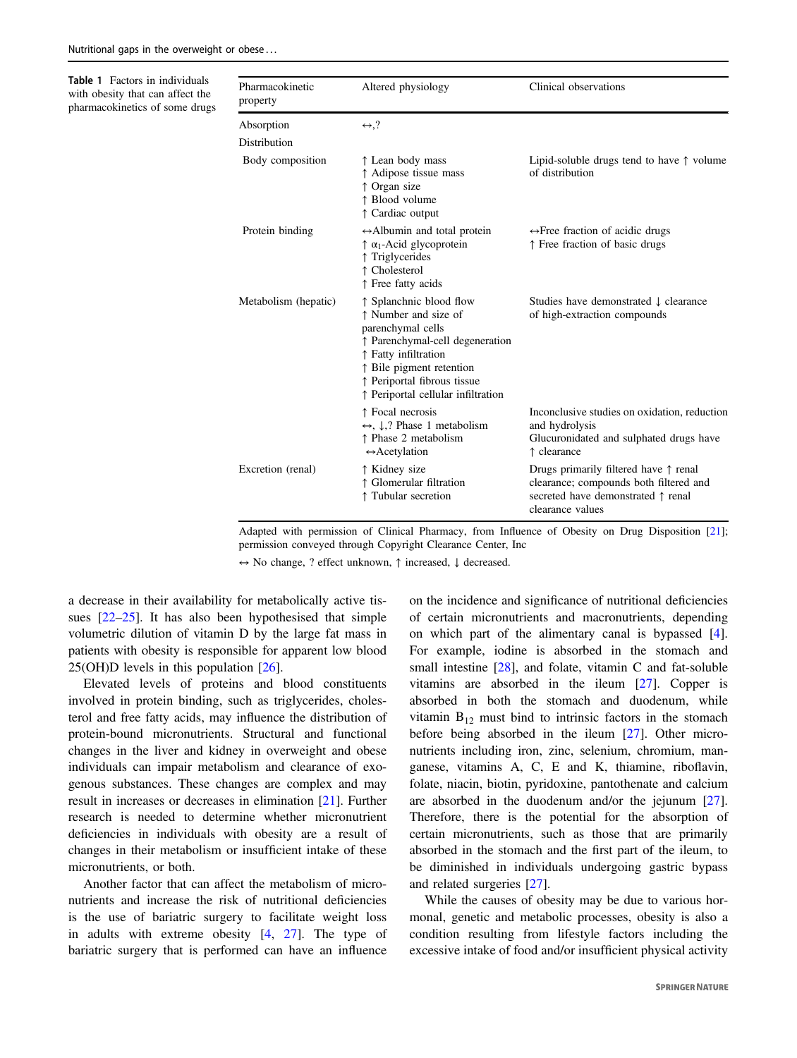**Table 1** Factors in individuals with obesity that can affect the pharmacokinetics of some drugs

| Pharmacokinetic property | Altered physiology | Clinical observations |
|---|---|---|
| Absorption | ↔,? | |
| Distribution | | |
| Body composition | ↑ Lean body mass<br>↑ Adipose tissue mass<br>↑ Organ size<br>↑ Blood volume<br>↑ Cardiac output | Lipid-soluble drugs tend to have ↑ volume of distribution |
| Protein binding | ↔Albumin and total protein<br>↑ $\alpha_1$-Acid glycoprotein<br>↑ Triglycerides<br>↑ Cholesterol<br>↑ Free fatty acids | ↔Free fraction of acidic drugs<br>↑ Free fraction of basic drugs |
| Metabolism (hepatic) | ↑ Splanchnic blood flow<br>↑ Number and size of parenchymal cells<br>↑ Parenchymal-cell degeneration<br>↑ Fatty infiltration<br>↑ Bile pigment retention<br>↑ Periportal fibrous tissue<br>↑ Periportal cellular infiltration | Studies have demonstrated ↓ clearance of high-extraction compounds |
| | ↑ Focal necrosis<br>↔, ↓,? Phase 1 metabolism<br>↑ Phase 2 metabolism<br>↔Acetylation | Inconclusive studies on oxidation, reduction and hydrolysis<br>Glucuronidated and sulphated drugs have ↑ clearance |
| Excretion (renal) | ↑ Kidney size<br>↑ Glomerular filtration<br>↑ Tubular secretion | Drugs primarily filtered have ↑ renal clearance; compounds both filtered and secreted have demonstrated ↑ renal clearance values |

Adapted with permission of Clinical Pharmacy, from Influence of Obesity on Drug Disposition [21]; permission conveyed through Copyright Clearance Center, Inc

↔ No change, ? effect unknown, ↑ increased, ↓ decreased.

a decrease in their availability for metabolically active tissues [22–25]. It has also been hypothesised that simple volumetric dilution of vitamin D by the large fat mass in patients with obesity is responsible for apparent low blood 25(OH)D levels in this population [26].

Elevated levels of proteins and blood constituents involved in protein binding, such as triglycerides, cholesterol and free fatty acids, may influence the distribution of protein-bound micronutrients. Structural and functional changes in the liver and kidney in overweight and obese individuals can impair metabolism and clearance of exogenous substances. These changes are complex and may result in increases or decreases in elimination [21]. Further research is needed to determine whether micronutrient deficiencies in individuals with obesity are a result of changes in their metabolism or insufficient intake of these micronutrients, or both.

Another factor that can affect the metabolism of micronutrients and increase the risk of nutritional deficiencies is the use of bariatric surgery to facilitate weight loss in adults with extreme obesity [4, 27]. The type of bariatric surgery that is performed can have an influence on the incidence and significance of nutritional deficiencies of certain micronutrients and macronutrients, depending on which part of the alimentary canal is bypassed [4]. For example, iodine is absorbed in the stomach and small intestine [28], and folate, vitamin C and fat-soluble vitamins are absorbed in the ileum [27]. Copper is absorbed in both the stomach and duodenum, while vitamin $B_{12}$ must bind to intrinsic factors in the stomach before being absorbed in the ileum [27]. Other micronutrients including iron, zinc, selenium, chromium, manganese, vitamins A, C, E and K, thiamine, riboflavin, folate, niacin, biotin, pyridoxine, pantothenate and calcium are absorbed in the duodenum and/or the jejunum [27]. Therefore, there is the potential for the absorption of certain micronutrients, such as those that are primarily absorbed in the stomach and the first part of the ileum, to be diminished in individuals undergoing gastric bypass and related surgeries [27].

While the causes of obesity may be due to various hormonal, genetic and metabolic processes, obesity is also a condition resulting from lifestyle factors including the excessive intake of food and/or insufficient physical activity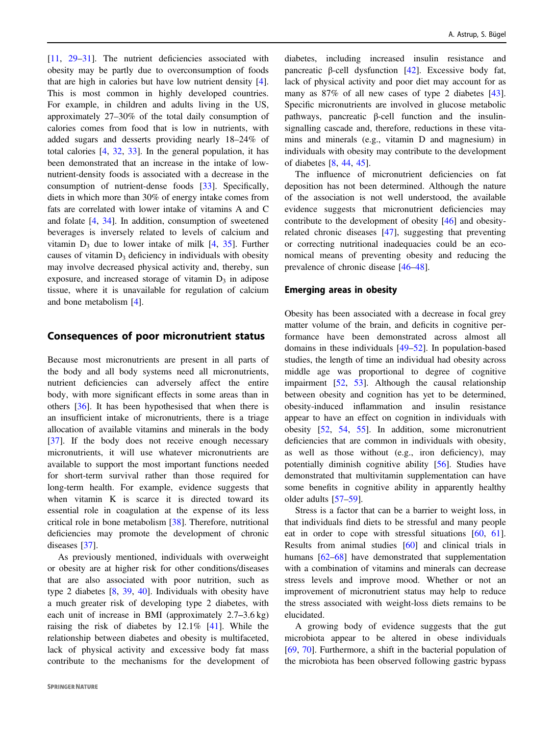[11, 29–31]. The nutrient deficiencies associated with obesity may be partly due to overconsumption of foods that are high in calories but have low nutrient density [4]. This is most common in highly developed countries. For example, in children and adults living in the US, approximately 27–30% of the total daily consumption of calories comes from food that is low in nutrients, with added sugars and desserts providing nearly 18–24% of total calories [4, 32, 33]. In the general population, it has been demonstrated that an increase in the intake of low-nutrient-density foods is associated with a decrease in the consumption of nutrient-dense foods [33]. Specifically, diets in which more than 30% of energy intake comes from fats are correlated with lower intake of vitamins A and C and folate [4, 34]. In addition, consumption of sweetened beverages is inversely related to levels of calcium and vitamin $D_3$ due to lower intake of milk [4, 35]. Further causes of vitamin $D_3$ deficiency in individuals with obesity may involve decreased physical activity and, thereby, sun exposure, and increased storage of vitamin $D_3$ in adipose tissue, where it is unavailable for regulation of calcium and bone metabolism [4].

## Consequences of poor micronutrient status

Because most micronutrients are present in all parts of the body and all body systems need all micronutrients, nutrient deficiencies can adversely affect the entire body, with more significant effects in some areas than in others [36]. It has been hypothesised that when there is an insufficient intake of micronutrients, there is a triage allocation of available vitamins and minerals in the body [37]. If the body does not receive enough necessary micronutrients, it will use whatever micronutrients are available to support the most important functions needed for short-term survival rather than those required for long-term health. For example, evidence suggests that when vitamin K is scarce it is directed toward its essential role in coagulation at the expense of its less critical role in bone metabolism [38]. Therefore, nutritional deficiencies may promote the development of chronic diseases [37].

As previously mentioned, individuals with overweight or obesity are at higher risk for other conditions/diseases that are also associated with poor nutrition, such as type 2 diabetes [8, 39, 40]. Individuals with obesity have a much greater risk of developing type 2 diabetes, with each unit of increase in BMI (approximately 2.7–3.6 kg) raising the risk of diabetes by 12.1% [41]. While the relationship between diabetes and obesity is multifaceted, lack of physical activity and excessive body fat mass contribute to the mechanisms for the development of diabetes, including increased insulin resistance and pancreatic β-cell dysfunction [42]. Excessive body fat, lack of physical activity and poor diet may account for as many as 87% of all new cases of type 2 diabetes [43]. Specific micronutrients are involved in glucose metabolic pathways, pancreatic β-cell function and the insulin-signalling cascade and, therefore, reductions in these vitamins and minerals (e.g., vitamin D and magnesium) in individuals with obesity may contribute to the development of diabetes [8, 44, 45].

The influence of micronutrient deficiencies on fat deposition has not been determined. Although the nature of the association is not well understood, the available evidence suggests that micronutrient deficiencies may contribute to the development of obesity [46] and obesity-related chronic diseases [47], suggesting that preventing or correcting nutritional inadequacies could be an economical means of preventing obesity and reducing the prevalence of chronic disease [46–48].

## Emerging areas in obesity

Obesity has been associated with a decrease in focal grey matter volume of the brain, and deficits in cognitive performance have been demonstrated across almost all domains in these individuals [49–52]. In population-based studies, the length of time an individual had obesity across middle age was proportional to degree of cognitive impairment [52, 53]. Although the causal relationship between obesity and cognition has yet to be determined, obesity-induced inflammation and insulin resistance appear to have an effect on cognition in individuals with obesity [52, 54, 55]. In addition, some micronutrient deficiencies that are common in individuals with obesity, as well as those without (e.g., iron deficiency), may potentially diminish cognitive ability [56]. Studies have demonstrated that multivitamin supplementation can have some benefits in cognitive ability in apparently healthy older adults [57–59].

Stress is a factor that can be a barrier to weight loss, in that individuals find diets to be stressful and many people eat in order to cope with stressful situations [60, 61]. Results from animal studies [60] and clinical trials in humans [62–68] have demonstrated that supplementation with a combination of vitamins and minerals can decrease stress levels and improve mood. Whether or not an improvement of micronutrient status may help to reduce the stress associated with weight-loss diets remains to be elucidated.

A growing body of evidence suggests that the gut microbiota appear to be altered in obese individuals [69, 70]. Furthermore, a shift in the bacterial population of the microbiota has been observed following gastric bypass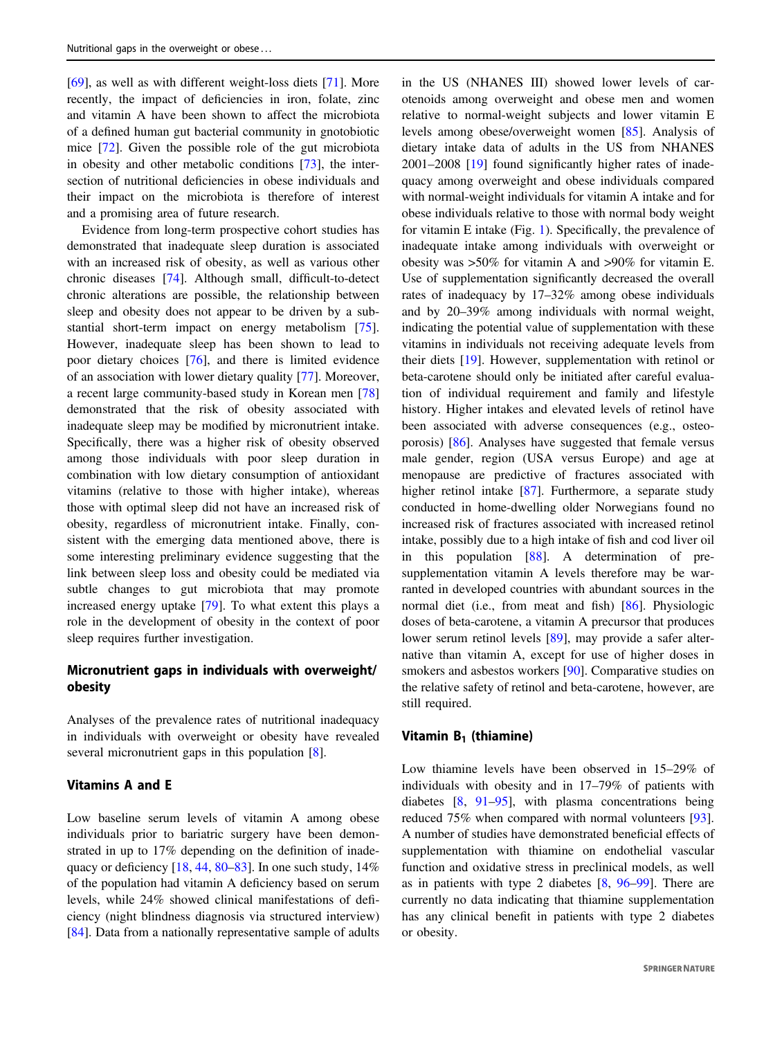[69], as well as with different weight-loss diets [71]. More recently, the impact of deficiencies in iron, folate, zinc and vitamin A have been shown to affect the microbiota of a defined human gut bacterial community in gnotobiotic mice [72]. Given the possible role of the gut microbiota in obesity and other metabolic conditions [73], the intersection of nutritional deficiencies in obese individuals and their impact on the microbiota is therefore of interest and a promising area of future research.

Evidence from long-term prospective cohort studies has demonstrated that inadequate sleep duration is associated with an increased risk of obesity, as well as various other chronic diseases [74]. Although small, difficult-to-detect chronic alterations are possible, the relationship between sleep and obesity does not appear to be driven by a substantial short-term impact on energy metabolism [75]. However, inadequate sleep has been shown to lead to poor dietary choices [76], and there is limited evidence of an association with lower dietary quality [77]. Moreover, a recent large community-based study in Korean men [78] demonstrated that the risk of obesity associated with inadequate sleep may be modified by micronutrient intake. Specifically, there was a higher risk of obesity observed among those individuals with poor sleep duration in combination with low dietary consumption of antioxidant vitamins (relative to those with higher intake), whereas those with optimal sleep did not have an increased risk of obesity, regardless of micronutrient intake. Finally, consistent with the emerging data mentioned above, there is some interesting preliminary evidence suggesting that the link between sleep loss and obesity could be mediated via subtle changes to gut microbiota that may promote increased energy uptake [79]. To what extent this plays a role in the development of obesity in the context of poor sleep requires further investigation.

## Micronutrient gaps in individuals with overweight/obesity

Analyses of the prevalence rates of nutritional inadequacy in individuals with overweight or obesity have revealed several micronutrient gaps in this population [8].

### Vitamins A and E

Low baseline serum levels of vitamin A among obese individuals prior to bariatric surgery have been demonstrated in up to 17% depending on the definition of inadequacy or deficiency [18, 44, 80–83]. In one such study, 14% of the population had vitamin A deficiency based on serum levels, while 24% showed clinical manifestations of deficiency (night blindness diagnosis via structured interview) [84]. Data from a nationally representative sample of adults in the US (NHANES III) showed lower levels of carotenoids among overweight and obese men and women relative to normal-weight subjects and lower vitamin E levels among obese/overweight women [85]. Analysis of dietary intake data of adults in the US from NHANES 2001–2008 [19] found significantly higher rates of inadequacy among overweight and obese individuals compared with normal-weight individuals for vitamin A intake and for obese individuals relative to those with normal body weight for vitamin E intake (Fig. 1). Specifically, the prevalence of inadequate intake among individuals with overweight or obesity was >50% for vitamin A and >90% for vitamin E. Use of supplementation significantly decreased the overall rates of inadequacy by 17–32% among obese individuals and by 20–39% among individuals with normal weight, indicating the potential value of supplementation with these vitamins in individuals not receiving adequate levels from their diets [19]. However, supplementation with retinol or beta-carotene should only be initiated after careful evaluation of individual requirement and family and lifestyle history. Higher intakes and elevated levels of retinol have been associated with adverse consequences (e.g., osteoporosis) [86]. Analyses have suggested that female versus male gender, region (USA versus Europe) and age at menopause are predictive of fractures associated with higher retinol intake [87]. Furthermore, a separate study conducted in home-dwelling older Norwegians found no increased risk of fractures associated with increased retinol intake, possibly due to a high intake of fish and cod liver oil in this population [88]. A determination of pre-supplementation vitamin A levels therefore may be warranted in developed countries with abundant sources in the normal diet (i.e., from meat and fish) [86]. Physiologic doses of beta-carotene, a vitamin A precursor that produces lower serum retinol levels [89], may provide a safer alternative than vitamin A, except for use of higher doses in smokers and asbestos workers [90]. Comparative studies on the relative safety of retinol and beta-carotene, however, are still required.

### Vitamin $B_1$ (thiamine)

Low thiamine levels have been observed in 15–29% of individuals with obesity and in 17–79% of patients with diabetes [8, 91–95], with plasma concentrations being reduced 75% when compared with normal volunteers [93]. A number of studies have demonstrated beneficial effects of supplementation with thiamine on endothelial vascular function and oxidative stress in preclinical models, as well as in patients with type 2 diabetes [8, 96–99]. There are currently no data indicating that thiamine supplementation has any clinical benefit in patients with type 2 diabetes or obesity.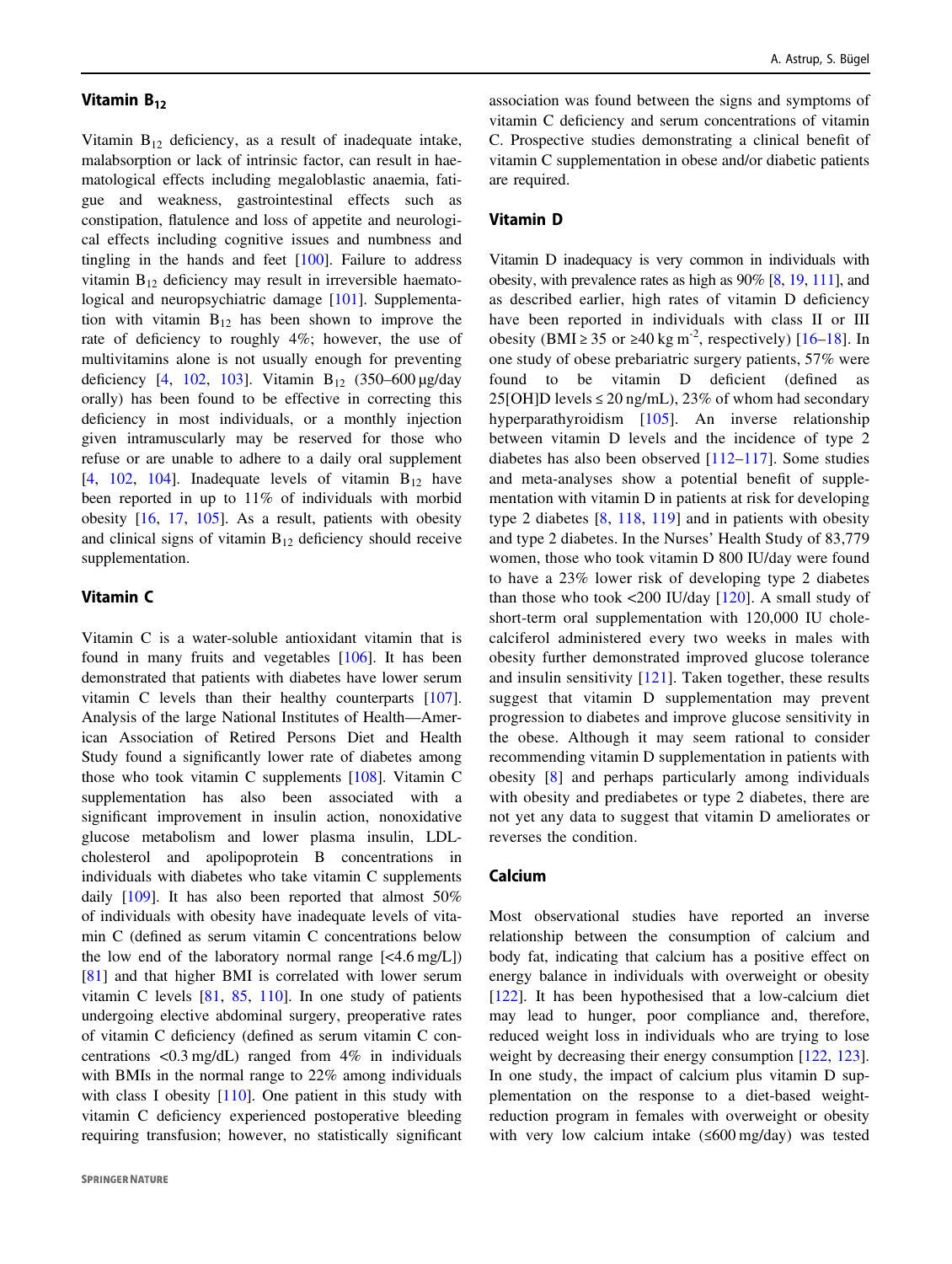## Vitamin $B_{12}$

Vitamin $B_{12}$ deficiency, as a result of inadequate intake, malabsorption or lack of intrinsic factor, can result in haematological effects including megaloblastic anaemia, fatigue and weakness, gastrointestinal effects such as constipation, flatulence and loss of appetite and neurological effects including cognitive issues and numbness and tingling in the hands and feet [100]. Failure to address vitamin $B_{12}$ deficiency may result in irreversible haematological and neuropsychiatric damage [101]. Supplementation with vitamin $B_{12}$ has been shown to improve the rate of deficiency to roughly 4%; however, the use of multivitamins alone is not usually enough for preventing deficiency [4, 102, 103]. Vitamin $B_{12}$ (350–600 µg/day orally) has been found to be effective in correcting this deficiency in most individuals, or a monthly injection given intramuscularly may be reserved for those who refuse or are unable to adhere to a daily oral supplement [4, 102, 104]. Inadequate levels of vitamin $B_{12}$ have been reported in up to 11% of individuals with morbid obesity [16, 17, 105]. As a result, patients with obesity and clinical signs of vitamin $B_{12}$ deficiency should receive supplementation.

## Vitamin C

Vitamin C is a water-soluble antioxidant vitamin that is found in many fruits and vegetables [106]. It has been demonstrated that patients with diabetes have lower serum vitamin C levels than their healthy counterparts [107]. Analysis of the large National Institutes of Health—American Association of Retired Persons Diet and Health Study found a significantly lower rate of diabetes among those who took vitamin C supplements [108]. Vitamin C supplementation has also been associated with a significant improvement in insulin action, nonoxidative glucose metabolism and lower plasma insulin, LDL-cholesterol and apolipoprotein B concentrations in individuals with diabetes who take vitamin C supplements daily [109]. It has also been reported that almost 50% of individuals with obesity have inadequate levels of vitamin C (defined as serum vitamin C concentrations below the low end of the laboratory normal range [<4.6 mg/L]) [81] and that higher BMI is correlated with lower serum vitamin C levels [81, 85, 110]. In one study of patients undergoing elective abdominal surgery, preoperative rates of vitamin C deficiency (defined as serum vitamin C concentrations <0.3 mg/dL) ranged from 4% in individuals with BMIs in the normal range to 22% among individuals with class I obesity [110]. One patient in this study with vitamin C deficiency experienced postoperative bleeding requiring transfusion; however, no statistically significant association was found between the signs and symptoms of vitamin C deficiency and serum concentrations of vitamin C. Prospective studies demonstrating a clinical benefit of vitamin C supplementation in obese and/or diabetic patients are required.

## Vitamin D

Vitamin D inadequacy is very common in individuals with obesity, with prevalence rates as high as 90% [8, 19, 111], and as described earlier, high rates of vitamin D deficiency have been reported in individuals with class II or III obesity (BMI ≥ 35 or ≥40 kg m$^{-2}$, respectively) [16–18]. In one study of obese prebariatric surgery patients, 57% were found to be vitamin D deficient (defined as 25[OH]D levels ≤ 20 ng/mL), 23% of whom had secondary hyperparathyroidism [105]. An inverse relationship between vitamin D levels and the incidence of type 2 diabetes has also been observed [112–117]. Some studies and meta-analyses show a potential benefit of supplementation with vitamin D in patients at risk for developing type 2 diabetes [8, 118, 119] and in patients with obesity and type 2 diabetes. In the Nurses' Health Study of 83,779 women, those who took vitamin D 800 IU/day were found to have a 23% lower risk of developing type 2 diabetes than those who took <200 IU/day [120]. A small study of short-term oral supplementation with 120,000 IU cholecalciferol administered every two weeks in males with obesity further demonstrated improved glucose tolerance and insulin sensitivity [121]. Taken together, these results suggest that vitamin D supplementation may prevent progression to diabetes and improve glucose sensitivity in the obese. Although it may seem rational to consider recommending vitamin D supplementation in patients with obesity [8] and perhaps particularly among individuals with obesity and prediabetes or type 2 diabetes, there are not yet any data to suggest that vitamin D ameliorates or reverses the condition.

## Calcium

Most observational studies have reported an inverse relationship between the consumption of calcium and body fat, indicating that calcium has a positive effect on energy balance in individuals with overweight or obesity [122]. It has been hypothesised that a low-calcium diet may lead to hunger, poor compliance and, therefore, reduced weight loss in individuals who are trying to lose weight by decreasing their energy consumption [122, 123]. In one study, the impact of calcium plus vitamin D supplementation on the response to a diet-based weight-reduction program in females with overweight or obesity with very low calcium intake (≤600 mg/day) was tested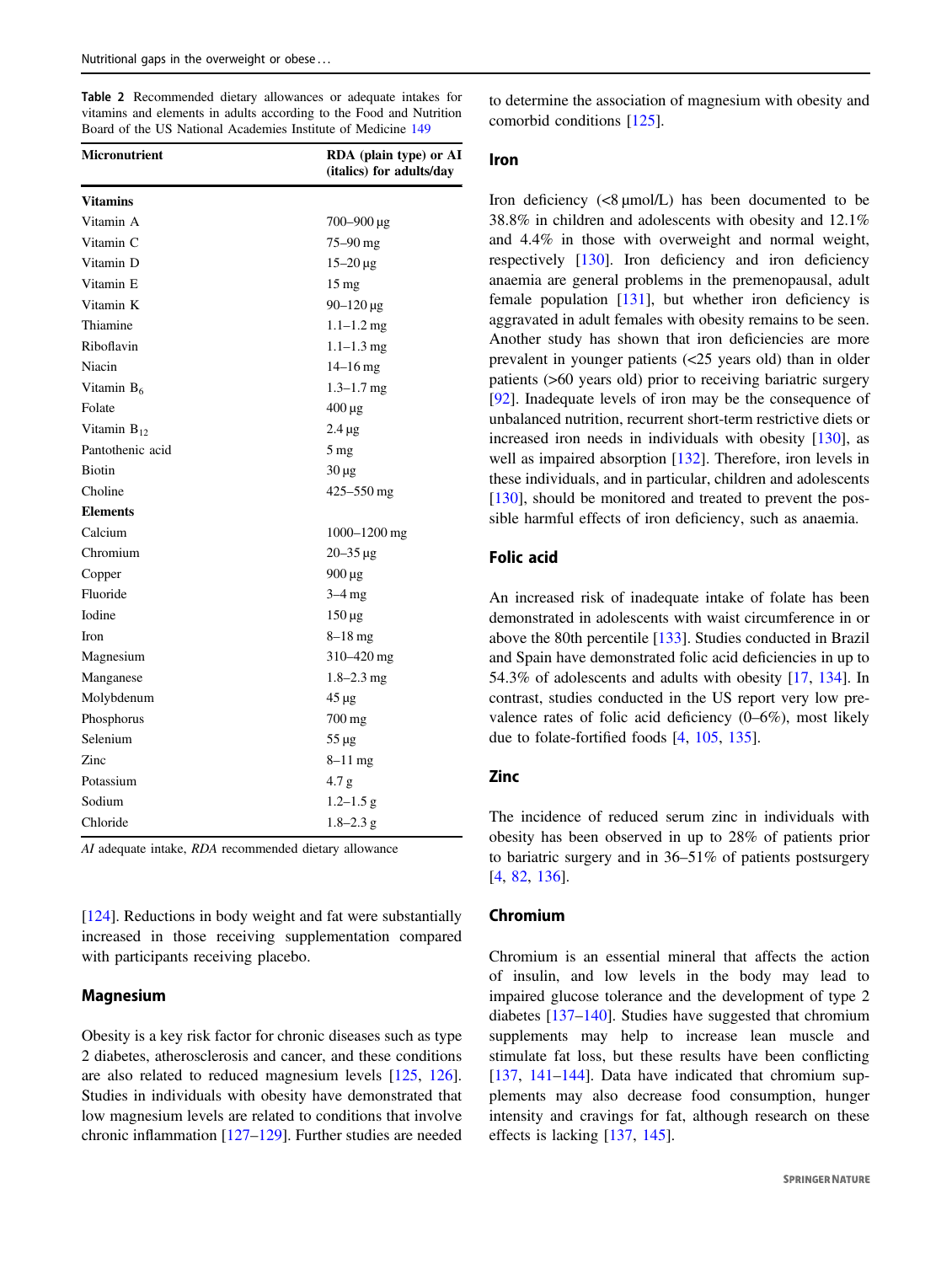**Table 2** Recommended dietary allowances or adequate intakes for vitamins and elements in adults according to the Food and Nutrition Board of the US National Academies Institute of Medicine 149

| Micronutrient | RDA (plain type) or AI (italics) for adults/day |
|---|---|
| **Vitamins** | |
| Vitamin A | 700–900 µg |
| Vitamin C | 75–90 mg |
| Vitamin D | 15–20 µg |
| Vitamin E | 15 mg |
| Vitamin K | 90–120 µg |
| Thiamine | 1.1–1.2 mg |
| Riboflavin | 1.1–1.3 mg |
| Niacin | 14–16 mg |
| Vitamin $B_6$ | 1.3–1.7 mg |
| Folate | 400 µg |
| Vitamin $B_{12}$ | 2.4 µg |
| Pantothenic acid | 5 mg |
| Biotin | 30 µg |
| Choline | 425–550 mg |
| **Elements** | |
| Calcium | 1000–1200 mg |
| Chromium | 20–35 µg |
| Copper | 900 µg |
| Fluoride | 3–4 mg |
| Iodine | 150 µg |
| Iron | 8–18 mg |
| Magnesium | 310–420 mg |
| Manganese | 1.8–2.3 mg |
| Molybdenum | 45 µg |
| Phosphorus | 700 mg |
| Selenium | 55 µg |
| Zinc | 8–11 mg |
| Potassium | 4.7 g |
| Sodium | 1.2–1.5 g |
| Chloride | 1.8–2.3 g |

*AI* adequate intake, *RDA* recommended dietary allowance

[124]. Reductions in body weight and fat were substantially increased in those receiving supplementation compared with participants receiving placebo.

## Magnesium

Obesity is a key risk factor for chronic diseases such as type 2 diabetes, atherosclerosis and cancer, and these conditions are also related to reduced magnesium levels [125, 126]. Studies in individuals with obesity have demonstrated that low magnesium levels are related to conditions that involve chronic inflammation [127–129]. Further studies are needed to determine the association of magnesium with obesity and comorbid conditions [125].

## Iron

Iron deficiency (<8 µmol/L) has been documented to be 38.8% in children and adolescents with obesity and 12.1% and 4.4% in those with overweight and normal weight, respectively [130]. Iron deficiency and iron deficiency anaemia are general problems in the premenopausal, adult female population [131], but whether iron deficiency is aggravated in adult females with obesity remains to be seen. Another study has shown that iron deficiencies are more prevalent in younger patients (<25 years old) than in older patients (>60 years old) prior to receiving bariatric surgery [92]. Inadequate levels of iron may be the consequence of unbalanced nutrition, recurrent short-term restrictive diets or increased iron needs in individuals with obesity [130], as well as impaired absorption [132]. Therefore, iron levels in these individuals, and in particular, children and adolescents [130], should be monitored and treated to prevent the possible harmful effects of iron deficiency, such as anaemia.

## Folic acid

An increased risk of inadequate intake of folate has been demonstrated in adolescents with waist circumference in or above the 80th percentile [133]. Studies conducted in Brazil and Spain have demonstrated folic acid deficiencies in up to 54.3% of adolescents and adults with obesity [17, 134]. In contrast, studies conducted in the US report very low prevalence rates of folic acid deficiency (0–6%), most likely due to folate-fortified foods [4, 105, 135].

## Zinc

The incidence of reduced serum zinc in individuals with obesity has been observed in up to 28% of patients prior to bariatric surgery and in 36–51% of patients postsurgery [4, 82, 136].

## Chromium

Chromium is an essential mineral that affects the action of insulin, and low levels in the body may lead to impaired glucose tolerance and the development of type 2 diabetes [137–140]. Studies have suggested that chromium supplements may help to increase lean muscle and stimulate fat loss, but these results have been conflicting [137, 141–144]. Data have indicated that chromium supplements may also decrease food consumption, hunger intensity and cravings for fat, although research on these effects is lacking [137, 145].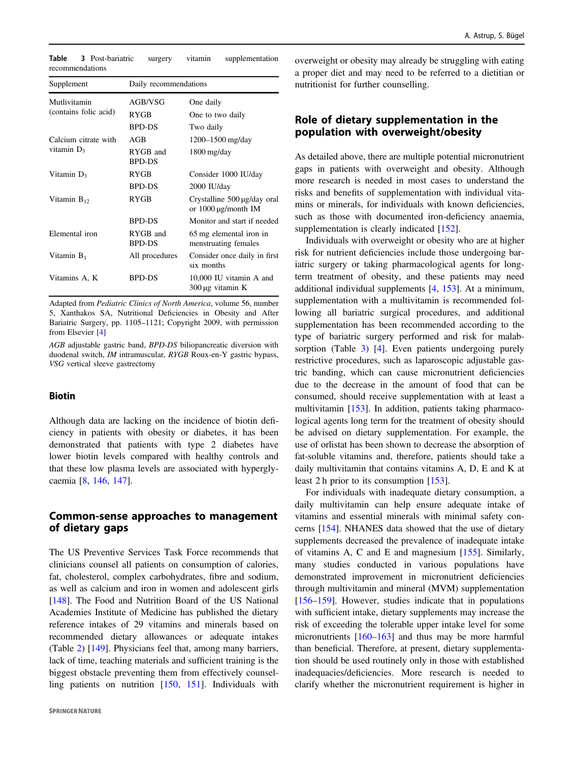**Table 3** Post-bariatric surgery vitamin supplementation recommendations

| Supplement | Daily recommendations | |
|---|---|---|
| Mutlivitamin (contains folic acid) | AGB/VSG | One daily |
| | RYGB | One to two daily |
| | BPD-DS | Two daily |
| Calcium citrate with vitamin $D_3$ | AGB | 1200–1500 mg/day |
| | RYGB and BPD-DS | 1800 mg/day |
| Vitamin $D_3$ | RYGB | Consider 1000 IU/day |
| | BPD-DS | 2000 IU/day |
| Vitamin $B_{12}$ | RYGB | Crystalline 500 μg/day oral or 1000 μg/month IM |
| | BPD-DS | Monitor and start if needed |
| Elemental iron | RYGB and BPD-DS | 65 mg elemental iron in menstruating females |
| Vitamin $B_1$ | All procedures | Consider once daily in first six months |
| Vitamins A, K | BPD-DS | 10,000 IU vitamin A and 300 μg vitamin K |

Adapted from *Pediatric Clinics of North America*, volume 56, number 5, Xanthakos SA, Nutritional Deficiencies in Obesity and After Bariatric Surgery, pp. 1105–1121; Copyright 2009, with permission from Elsevier [4]

*AGB* adjustable gastric band, *BPD-DS* biliopancreatic diversion with duodenal switch, *IM* intramuscular, *RYGB* Roux-en-Y gastric bypass, *VSG* vertical sleeve gastrectomy

### Biotin

Although data are lacking on the incidence of biotin deficiency in patients with obesity or diabetes, it has been demonstrated that patients with type 2 diabetes have lower biotin levels compared with healthy controls and that these low plasma levels are associated with hyperglycaemia [8, 146, 147].

## Common-sense approaches to management of dietary gaps

The US Preventive Services Task Force recommends that clinicians counsel all patients on consumption of calories, fat, cholesterol, complex carbohydrates, fibre and sodium, as well as calcium and iron in women and adolescent girls [148]. The Food and Nutrition Board of the US National Academies Institute of Medicine has published the dietary reference intakes of 29 vitamins and minerals based on recommended dietary allowances or adequate intakes (Table 2) [149]. Physicians feel that, among many barriers, lack of time, teaching materials and sufficient training is the biggest obstacle preventing them from effectively counselling patients on nutrition [150, 151]. Individuals with overweight or obesity may already be struggling with eating a proper diet and may need to be referred to a dietitian or nutritionist for further counselling.

## Role of dietary supplementation in the population with overweight/obesity

As detailed above, there are multiple potential micronutrient gaps in patients with overweight and obesity. Although more research is needed in most cases to understand the risks and benefits of supplementation with individual vitamins or minerals, for individuals with known deficiencies, such as those with documented iron-deficiency anaemia, supplementation is clearly indicated [152].

Individuals with overweight or obesity who are at higher risk for nutrient deficiencies include those undergoing bariatric surgery or taking pharmacological agents for long-term treatment of obesity, and these patients may need additional individual supplements [4, 153]. At a minimum, supplementation with a multivitamin is recommended following all bariatric surgical procedures, and additional supplementation has been recommended according to the type of bariatric surgery performed and risk for malabsorption (Table 3) [4]. Even patients undergoing purely restrictive procedures, such as laparoscopic adjustable gastric banding, which can cause micronutrient deficiencies due to the decrease in the amount of food that can be consumed, should receive supplementation with at least a multivitamin [153]. In addition, patients taking pharmacological agents long term for the treatment of obesity should be advised on dietary supplementation. For example, the use of orlistat has been shown to decrease the absorption of fat-soluble vitamins and, therefore, patients should take a daily multivitamin that contains vitamins A, D, E and K at least 2 h prior to its consumption [153].

For individuals with inadequate dietary consumption, a daily multivitamin can help ensure adequate intake of vitamins and essential minerals with minimal safety concerns [154]. NHANES data showed that the use of dietary supplements decreased the prevalence of inadequate intake of vitamins A, C and E and magnesium [155]. Similarly, many studies conducted in various populations have demonstrated improvement in micronutrient deficiencies through multivitamin and mineral (MVM) supplementation [156–159]. However, studies indicate that in populations with sufficient intake, dietary supplements may increase the risk of exceeding the tolerable upper intake level for some micronutrients [160–163] and thus may be more harmful than beneficial. Therefore, at present, dietary supplementation should be used routinely only in those with established inadequacies/deficiencies. More research is needed to clarify whether the micronutrient requirement is higher in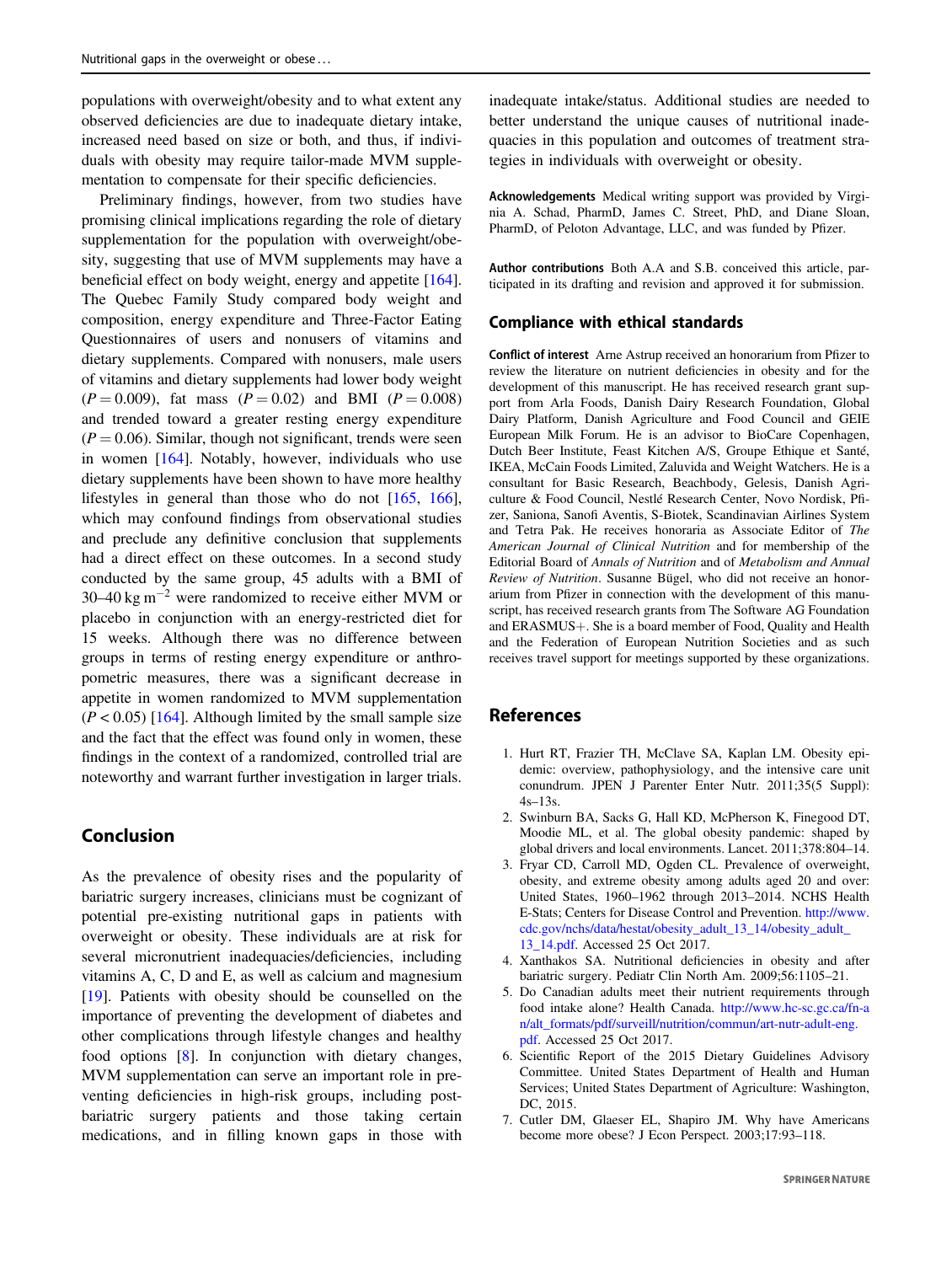populations with overweight/obesity and to what extent any observed deficiencies are due to inadequate dietary intake, increased need based on size or both, and thus, if individuals with obesity may require tailor-made MVM supplementation to compensate for their specific deficiencies.

Preliminary findings, however, from two studies have promising clinical implications regarding the role of dietary supplementation for the population with overweight/obesity, suggesting that use of MVM supplements may have a beneficial effect on body weight, energy and appetite [164]. The Quebec Family Study compared body weight and composition, energy expenditure and Three-Factor Eating Questionnaires of users and nonusers of vitamins and dietary supplements. Compared with nonusers, male users of vitamins and dietary supplements had lower body weight ($P = 0.009$), fat mass ($P = 0.02$) and BMI ($P = 0.008$) and trended toward a greater resting energy expenditure ($P = 0.06$). Similar, though not significant, trends were seen in women [164]. Notably, however, individuals who use dietary supplements have been shown to have more healthy lifestyles in general than those who do not [165, 166], which may confound findings from observational studies and preclude any definitive conclusion that supplements had a direct effect on these outcomes. In a second study conducted by the same group, 45 adults with a BMI of 30–40 kg m$^{-2}$ were randomized to receive either MVM or placebo in conjunction with an energy-restricted diet for 15 weeks. Although there was no difference between groups in terms of resting energy expenditure or anthropometric measures, there was a significant decrease in appetite in women randomized to MVM supplementation ($P < 0.05$) [164]. Although limited by the small sample size and the fact that the effect was found only in women, these findings in the context of a randomized, controlled trial are noteworthy and warrant further investigation in larger trials.

## Conclusion

As the prevalence of obesity rises and the popularity of bariatric surgery increases, clinicians must be cognizant of potential pre-existing nutritional gaps in patients with overweight or obesity. These individuals are at risk for several micronutrient inadequacies/deficiencies, including vitamins A, C, D and E, as well as calcium and magnesium [19]. Patients with obesity should be counselled on the importance of preventing the development of diabetes and other complications through lifestyle changes and healthy food options [8]. In conjunction with dietary changes, MVM supplementation can serve an important role in preventing deficiencies in high-risk groups, including post-bariatric surgery patients and those taking certain medications, and in filling known gaps in those with inadequate intake/status. Additional studies are needed to better understand the unique causes of nutritional inadequacies in this population and outcomes of treatment strategies in individuals with overweight or obesity.

**Acknowledgements** Medical writing support was provided by Virginia A. Schad, PharmD, James C. Street, PhD, and Diane Sloan, PharmD, of Peloton Advantage, LLC, and was funded by Pfizer.

**Author contributions** Both A.A and S.B. conceived this article, participated in its drafting and revision and approved it for submission.

### Compliance with ethical standards

**Conflict of interest** Arne Astrup received an honorarium from Pfizer to review the literature on nutrient deficiencies in obesity and for the development of this manuscript. He has received research grant support from Arla Foods, Danish Dairy Research Foundation, Global Dairy Platform, Danish Agriculture and Food Council and GEIE European Milk Forum. He is an advisor to BioCare Copenhagen, Dutch Beer Institute, Feast Kitchen A/S, Groupe Ethique et Santé, IKEA, McCain Foods Limited, Zaluvida and Weight Watchers. He is a consultant for Basic Research, Beachbody, Gelesis, Danish Agriculture & Food Council, Nestlé Research Center, Novo Nordisk, Pfizer, Saniona, Sanofi Aventis, S-Biotek, Scandinavian Airlines System and Tetra Pak. He receives honoraria as Associate Editor of *The American Journal of Clinical Nutrition* and for membership of the Editorial Board of *Annals of Nutrition* and of *Metabolism and Annual Review of Nutrition*. Susanne Bügel, who did not receive an honorarium from Pfizer in connection with the development of this manuscript, has received research grants from The Software AG Foundation and ERASMUS+. She is a board member of Food, Quality and Health and the Federation of European Nutrition Societies and as such receives travel support for meetings supported by these organizations.

## References

1. Hurt RT, Frazier TH, McClave SA, Kaplan LM. Obesity epidemic: overview, pathophysiology, and the intensive care unit conundrum. JPEN J Parenter Enter Nutr. 2011;35(5 Suppl): 4s–13s.
2. Swinburn BA, Sacks G, Hall KD, McPherson K, Finegood DT, Moodie ML, et al. The global obesity pandemic: shaped by global drivers and local environments. Lancet. 2011;378:804–14.
3. Fryar CD, Carroll MD, Ogden CL. Prevalence of overweight, obesity, and extreme obesity among adults aged 20 and over: United States, 1960–1962 through 2013–2014. NCHS Health E-Stats; Centers for Disease Control and Prevention. http://www.cdc.gov/nchs/data/hestat/obesity_adult_13_14/obesity_adult_13_14.pdf. Accessed 25 Oct 2017.
4. Xanthakos SA. Nutritional deficiencies in obesity and after bariatric surgery. Pediatr Clin North Am. 2009;56:1105–21.
5. Do Canadian adults meet their nutrient requirements through food intake alone? Health Canada. http://www.hc-sc.gc.ca/fn-an/alt_formats/pdf/surveill/nutrition/commun/art-nutr-adult-eng.pdf. Accessed 25 Oct 2017.
6. Scientific Report of the 2015 Dietary Guidelines Advisory Committee. United States Department of Health and Human Services; United States Department of Agriculture: Washington, DC, 2015.
7. Cutler DM, Glaeser EL, Shapiro JM. Why have Americans become more obese? J Econ Perspect. 2003;17:93–118.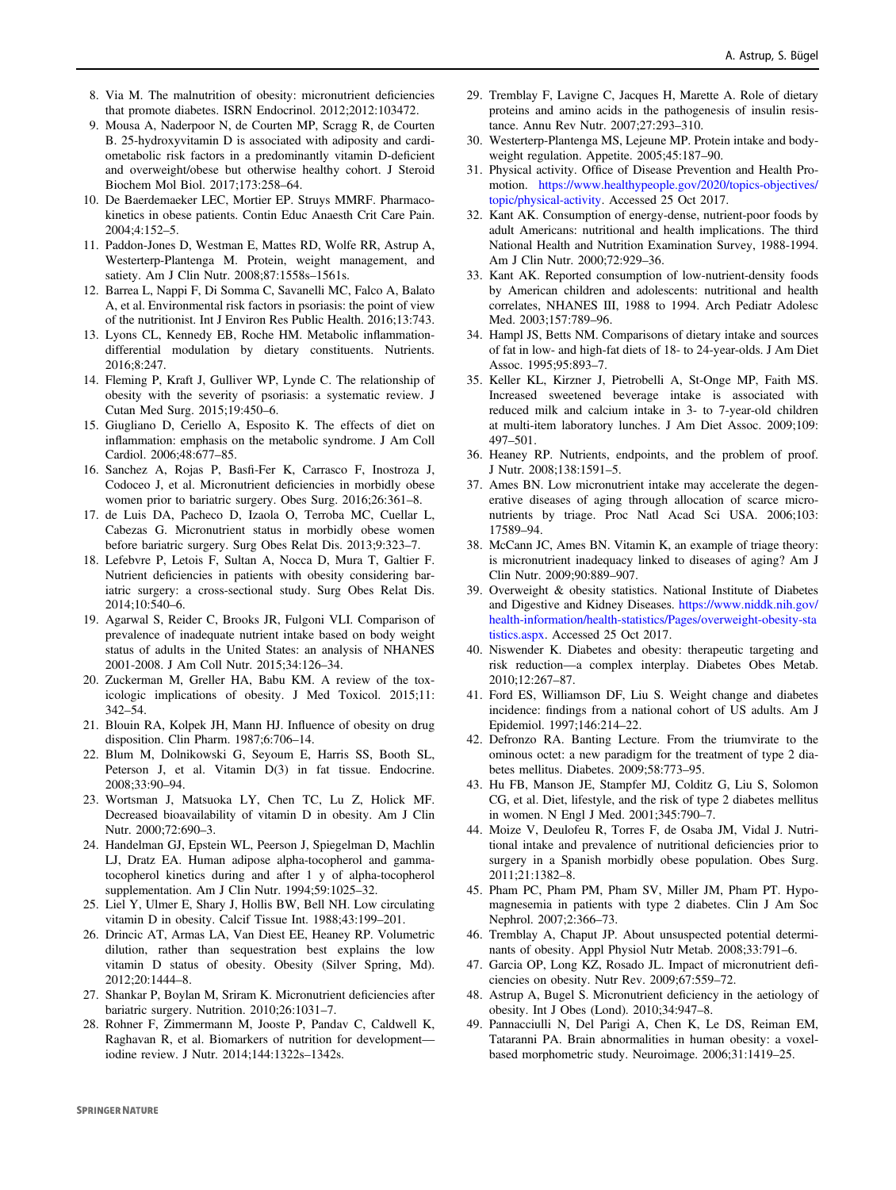8. Via M. The malnutrition of obesity: micronutrient deficiencies that promote diabetes. ISRN Endocrinol. 2012;2012:103472.
9. Mousa A, Naderpoor N, de Courten MP, Scragg R, de Courten B. 25-hydroxyvitamin D is associated with adiposity and cardiometabolic risk factors in a predominantly vitamin D-deficient and overweight/obese but otherwise healthy cohort. J Steroid Biochem Mol Biol. 2017;173:258–64.
10. De Baerdemaeker LEC, Mortier EP. Struys MMRF. Pharmacokinetics in obese patients. Contin Educ Anaesth Crit Care Pain. 2004;4:152–5.
11. Paddon-Jones D, Westman E, Mattes RD, Wolfe RR, Astrup A, Westerterp-Plantenga M. Protein, weight management, and satiety. Am J Clin Nutr. 2008;87:1558s–1561s.
12. Barrea L, Nappi F, Di Somma C, Savanelli MC, Falco A, Balato A, et al. Environmental risk factors in psoriasis: the point of view of the nutritionist. Int J Environ Res Public Health. 2016;13:743.
13. Lyons CL, Kennedy EB, Roche HM. Metabolic inflammation-differential modulation by dietary constituents. Nutrients. 2016;8:247.
14. Fleming P, Kraft J, Gulliver WP, Lynde C. The relationship of obesity with the severity of psoriasis: a systematic review. J Cutan Med Surg. 2015;19:450–6.
15. Giugliano D, Ceriello A, Esposito K. The effects of diet on inflammation: emphasis on the metabolic syndrome. J Am Coll Cardiol. 2006;48:677–85.
16. Sanchez A, Rojas P, Basfi-Fer K, Carrasco F, Inostroza J, Codoceo J, et al. Micronutrient deficiencies in morbidly obese women prior to bariatric surgery. Obes Surg. 2016;26:361–8.
17. de Luis DA, Pacheco D, Izaola O, Terroba MC, Cuellar L, Cabezas G. Micronutrient status in morbidly obese women before bariatric surgery. Surg Obes Relat Dis. 2013;9:323–7.
18. Lefebvre P, Letois F, Sultan A, Nocca D, Mura T, Galtier F. Nutrient deficiencies in patients with obesity considering bariatric surgery: a cross-sectional study. Surg Obes Relat Dis. 2014;10:540–6.
19. Agarwal S, Reider C, Brooks JR, Fulgoni VLI. Comparison of prevalence of inadequate nutrient intake based on body weight status of adults in the United States: an analysis of NHANES 2001-2008. J Am Coll Nutr. 2015;34:126–34.
20. Zuckerman M, Greller HA, Babu KM. A review of the toxicologic implications of obesity. J Med Toxicol. 2015;11:342–54.
21. Blouin RA, Kolpek JH, Mann HJ. Influence of obesity on drug disposition. Clin Pharm. 1987;6:706–14.
22. Blum M, Dolnikowski G, Seyoum E, Harris SS, Booth SL, Peterson J, et al. Vitamin D(3) in fat tissue. Endocrine. 2008;33:90–94.
23. Wortsman J, Matsuoka LY, Chen TC, Lu Z, Holick MF. Decreased bioavailability of vitamin D in obesity. Am J Clin Nutr. 2000;72:690–3.
24. Handelman GJ, Epstein WL, Peerson J, Spiegelman D, Machlin LJ, Dratz EA. Human adipose alpha-tocopherol and gamma-tocopherol kinetics during and after 1 y of alpha-tocopherol supplementation. Am J Clin Nutr. 1994;59:1025–32.
25. Liel Y, Ulmer E, Shary J, Hollis BW, Bell NH. Low circulating vitamin D in obesity. Calcif Tissue Int. 1988;43:199–201.
26. Drincic AT, Armas LA, Van Diest EE, Heaney RP. Volumetric dilution, rather than sequestration best explains the low vitamin D status of obesity. Obesity (Silver Spring, Md). 2012;20:1444–8.
27. Shankar P, Boylan M, Sriram K. Micronutrient deficiencies after bariatric surgery. Nutrition. 2010;26:1031–7.
28. Rohner F, Zimmermann M, Jooste P, Pandav C, Caldwell K, Raghavan R, et al. Biomarkers of nutrition for development—iodine review. J Nutr. 2014;144:1322s–1342s.
29. Tremblay F, Lavigne C, Jacques H, Marette A. Role of dietary proteins and amino acids in the pathogenesis of insulin resistance. Annu Rev Nutr. 2007;27:293–310.
30. Westerterp-Plantenga MS, Lejeune MP. Protein intake and body-weight regulation. Appetite. 2005;45:187–90.
31. Physical activity. Office of Disease Prevention and Health Promotion. https://www.healthypeople.gov/2020/topics-objectives/topic/physical-activity. Accessed 25 Oct 2017.
32. Kant AK. Consumption of energy-dense, nutrient-poor foods by adult Americans: nutritional and health implications. The third National Health and Nutrition Examination Survey, 1988-1994. Am J Clin Nutr. 2000;72:929–36.
33. Kant AK. Reported consumption of low-nutrient-density foods by American children and adolescents: nutritional and health correlates, NHANES III, 1988 to 1994. Arch Pediatr Adolesc Med. 2003;157:789–96.
34. Hampl JS, Betts NM. Comparisons of dietary intake and sources of fat in low- and high-fat diets of 18- to 24-year-olds. J Am Diet Assoc. 1995;95:893–7.
35. Keller KL, Kirzner J, Pietrobelli A, St-Onge MP, Faith MS. Increased sweetened beverage intake is associated with reduced milk and calcium intake in 3- to 7-year-old children at multi-item laboratory lunches. J Am Diet Assoc. 2009;109:497–501.
36. Heaney RP. Nutrients, endpoints, and the problem of proof. J Nutr. 2008;138:1591–5.
37. Ames BN. Low micronutrient intake may accelerate the degenerative diseases of aging through allocation of scarce micronutrients by triage. Proc Natl Acad Sci USA. 2006;103:17589–94.
38. McCann JC, Ames BN. Vitamin K, an example of triage theory: is micronutrient inadequacy linked to diseases of aging? Am J Clin Nutr. 2009;90:889–907.
39. Overweight & obesity statistics. National Institute of Diabetes and Digestive and Kidney Diseases. https://www.niddk.nih.gov/health-information/health-statistics/Pages/overweight-obesity-statistics.aspx. Accessed 25 Oct 2017.
40. Niswender K. Diabetes and obesity: therapeutic targeting and risk reduction—a complex interplay. Diabetes Obes Metab. 2010;12:267–87.
41. Ford ES, Williamson DF, Liu S. Weight change and diabetes incidence: findings from a national cohort of US adults. Am J Epidemiol. 1997;146:214–22.
42. Defronzo RA. Banting Lecture. From the triumvirate to the ominous octet: a new paradigm for the treatment of type 2 diabetes mellitus. Diabetes. 2009;58:773–95.
43. Hu FB, Manson JE, Stampfer MJ, Colditz G, Liu S, Solomon CG, et al. Diet, lifestyle, and the risk of type 2 diabetes mellitus in women. N Engl J Med. 2001;345:790–7.
44. Moize V, Deulofeu R, Torres F, de Osaba JM, Vidal J. Nutritional intake and prevalence of nutritional deficiencies prior to surgery in a Spanish morbidly obese population. Obes Surg. 2011;21:1382–8.
45. Pham PC, Pham PM, Pham SV, Miller JM, Pham PT. Hypomagnesemia in patients with type 2 diabetes. Clin J Am Soc Nephrol. 2007;2:366–73.
46. Tremblay A, Chaput JP. About unsuspected potential determinants of obesity. Appl Physiol Nutr Metab. 2008;33:791–6.
47. Garcia OP, Long KZ, Rosado JL. Impact of micronutrient deficiencies on obesity. Nutr Rev. 2009;67:559–72.
48. Astrup A, Bugel S. Micronutrient deficiency in the aetiology of obesity. Int J Obes (Lond). 2010;34:947–8.
49. Pannacciulli N, Del Parigi A, Chen K, Le DS, Reiman EM, Tataranni PA. Brain abnormalities in human obesity: a voxel-based morphometric study. Neuroimage. 2006;31:1419–25.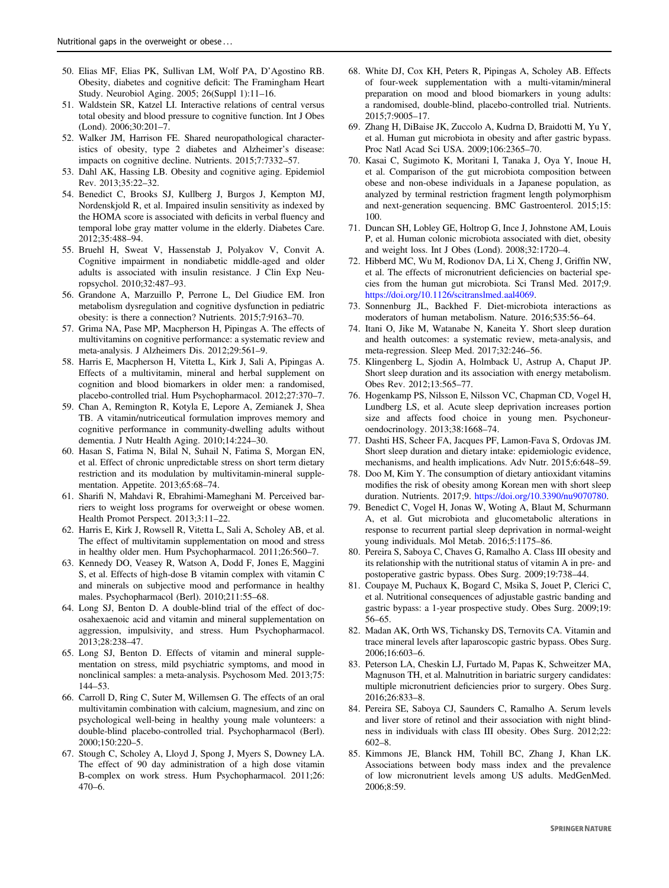50. Elias MF, Elias PK, Sullivan LM, Wolf PA, D'Agostino RB. Obesity, diabetes and cognitive deficit: The Framingham Heart Study. Neurobiol Aging. 2005; 26(Suppl 1):11–16.
51. Waldstein SR, Katzel LI. Interactive relations of central versus total obesity and blood pressure to cognitive function. Int J Obes (Lond). 2006;30:201–7.
52. Walker JM, Harrison FE. Shared neuropathological characteristics of obesity, type 2 diabetes and Alzheimer's disease: impacts on cognitive decline. Nutrients. 2015;7:7332–57.
53. Dahl AK, Hassing LB. Obesity and cognitive aging. Epidemiol Rev. 2013;35:22–32.
54. Benedict C, Brooks SJ, Kullberg J, Burgos J, Kempton MJ, Nordenskjold R, et al. Impaired insulin sensitivity as indexed by the HOMA score is associated with deficits in verbal fluency and temporal lobe gray matter volume in the elderly. Diabetes Care. 2012;35:488–94.
55. Bruehl H, Sweat V, Hassenstab J, Polyakov V, Convit A. Cognitive impairment in nondiabetic middle-aged and older adults is associated with insulin resistance. J Clin Exp Neuropsychol. 2010;32:487–93.
56. Grandone A, Marzuillo P, Perrone L, Del Giudice EM. Iron metabolism dysregulation and cognitive dysfunction in pediatric obesity: is there a connection? Nutrients. 2015;7:9163–70.
57. Grima NA, Pase MP, Macpherson H, Pipingas A. The effects of multivitamins on cognitive performance: a systematic review and meta-analysis. J Alzheimers Dis. 2012;29:561–9.
58. Harris E, Macpherson H, Vitetta L, Kirk J, Sali A, Pipingas A. Effects of a multivitamin, mineral and herbal supplement on cognition and blood biomarkers in older men: a randomised, placebo-controlled trial. Hum Psychopharmacol. 2012;27:370–7.
59. Chan A, Remington R, Kotyla E, Lepore A, Zemianek J, Shea TB. A vitamin/nutriceutical formulation improves memory and cognitive performance in community-dwelling adults without dementia. J Nutr Health Aging. 2010;14:224–30.
60. Hasan S, Fatima N, Bilal N, Suhail N, Fatima S, Morgan EN, et al. Effect of chronic unpredictable stress on short term dietary restriction and its modulation by multivitamin-mineral supplementation. Appetite. 2013;65:68–74.
61. Sharifi N, Mahdavi R, Ebrahimi-Mameghani M. Perceived barriers to weight loss programs for overweight or obese women. Health Promot Perspect. 2013;3:11–22.
62. Harris E, Kirk J, Rowsell R, Vitetta L, Sali A, Scholey AB, et al. The effect of multivitamin supplementation on mood and stress in healthy older men. Hum Psychopharmacol. 2011;26:560–7.
63. Kennedy DO, Veasey R, Watson A, Dodd F, Jones E, Maggini S, et al. Effects of high-dose B vitamin complex with vitamin C and minerals on subjective mood and performance in healthy males. Psychopharmacol (Berl). 2010;211:55–68.
64. Long SJ, Benton D. A double-blind trial of the effect of docosahexaenoic acid and vitamin and mineral supplementation on aggression, impulsivity, and stress. Hum Psychopharmacol. 2013;28:238–47.
65. Long SJ, Benton D. Effects of vitamin and mineral supplementation on stress, mild psychiatric symptoms, and mood in nonclinical samples: a meta-analysis. Psychosom Med. 2013;75: 144–53.
66. Carroll D, Ring C, Suter M, Willemsen G. The effects of an oral multivitamin combination with calcium, magnesium, and zinc on psychological well-being in healthy young male volunteers: a double-blind placebo-controlled trial. Psychopharmacol (Berl). 2000;150:220–5.
67. Stough C, Scholey A, Lloyd J, Spong J, Myers S, Downey LA. The effect of 90 day administration of a high dose vitamin B-complex on work stress. Hum Psychopharmacol. 2011;26: 470–6.
68. White DJ, Cox KH, Peters R, Pipingas A, Scholey AB. Effects of four-week supplementation with a multi-vitamin/mineral preparation on mood and blood biomarkers in young adults: a randomised, double-blind, placebo-controlled trial. Nutrients. 2015;7:9005–17.
69. Zhang H, DiBaise JK, Zuccolo A, Kudrna D, Braidotti M, Yu Y, et al. Human gut microbiota in obesity and after gastric bypass. Proc Natl Acad Sci USA. 2009;106:2365–70.
70. Kasai C, Sugimoto K, Moritani I, Tanaka J, Oya Y, Inoue H, et al. Comparison of the gut microbiota composition between obese and non-obese individuals in a Japanese population, as analyzed by terminal restriction fragment length polymorphism and next-generation sequencing. BMC Gastroenterol. 2015;15: 100.
71. Duncan SH, Lobley GE, Holtrop G, Ince J, Johnstone AM, Louis P, et al. Human colonic microbiota associated with diet, obesity and weight loss. Int J Obes (Lond). 2008;32:1720–4.
72. Hibberd MC, Wu M, Rodionov DA, Li X, Cheng J, Griffin NW, et al. The effects of micronutrient deficiencies on bacterial species from the human gut microbiota. Sci Transl Med. 2017;9. https://doi.org/10.1126/scitranslmed.aal4069.
73. Sonnenburg JL, Backhed F. Diet-microbiota interactions as moderators of human metabolism. Nature. 2016;535:56–64.
74. Itani O, Jike M, Watanabe N, Kaneita Y. Short sleep duration and health outcomes: a systematic review, meta-analysis, and meta-regression. Sleep Med. 2017;32:246–56.
75. Klingenberg L, Sjodin A, Holmback U, Astrup A, Chaput JP. Short sleep duration and its association with energy metabolism. Obes Rev. 2012;13:565–77.
76. Hogenkamp PS, Nilsson E, Nilsson VC, Chapman CD, Vogel H, Lundberg LS, et al. Acute sleep deprivation increases portion size and affects food choice in young men. Psychoneuroendocrinology. 2013;38:1668–74.
77. Dashti HS, Scheer FA, Jacques PF, Lamon-Fava S, Ordovas JM. Short sleep duration and dietary intake: epidemiologic evidence, mechanisms, and health implications. Adv Nutr. 2015;6:648–59.
78. Doo M, Kim Y. The consumption of dietary antioxidant vitamins modifies the risk of obesity among Korean men with short sleep duration. Nutrients. 2017;9. https://doi.org/10.3390/nu9070780.
79. Benedict C, Vogel H, Jonas W, Woting A, Blaut M, Schurmann A, et al. Gut microbiota and glucometabolic alterations in response to recurrent partial sleep deprivation in normal-weight young individuals. Mol Metab. 2016;5:1175–86.
80. Pereira S, Saboya C, Chaves G, Ramalho A. Class III obesity and its relationship with the nutritional status of vitamin A in pre- and postoperative gastric bypass. Obes Surg. 2009;19:738–44.
81. Coupaye M, Puchaux K, Bogard C, Msika S, Jouet P, Clerici C, et al. Nutritional consequences of adjustable gastric banding and gastric bypass: a 1-year prospective study. Obes Surg. 2009;19: 56–65.
82. Madan AK, Orth WS, Tichansky DS, Ternovits CA. Vitamin and trace mineral levels after laparoscopic gastric bypass. Obes Surg. 2006;16:603–6.
83. Peterson LA, Cheskin LJ, Furtado M, Papas K, Schweitzer MA, Magnuson TH, et al. Malnutrition in bariatric surgery candidates: multiple micronutrient deficiencies prior to surgery. Obes Surg. 2016;26:833–8.
84. Pereira SE, Saboya CJ, Saunders C, Ramalho A. Serum levels and liver store of retinol and their association with night blindness in individuals with class III obesity. Obes Surg. 2012;22: 602–8.
85. Kimmons JE, Blanck HM, Tohill BC, Zhang J, Khan LK. Associations between body mass index and the prevalence of low micronutrient levels among US adults. MedGenMed. 2006;8:59.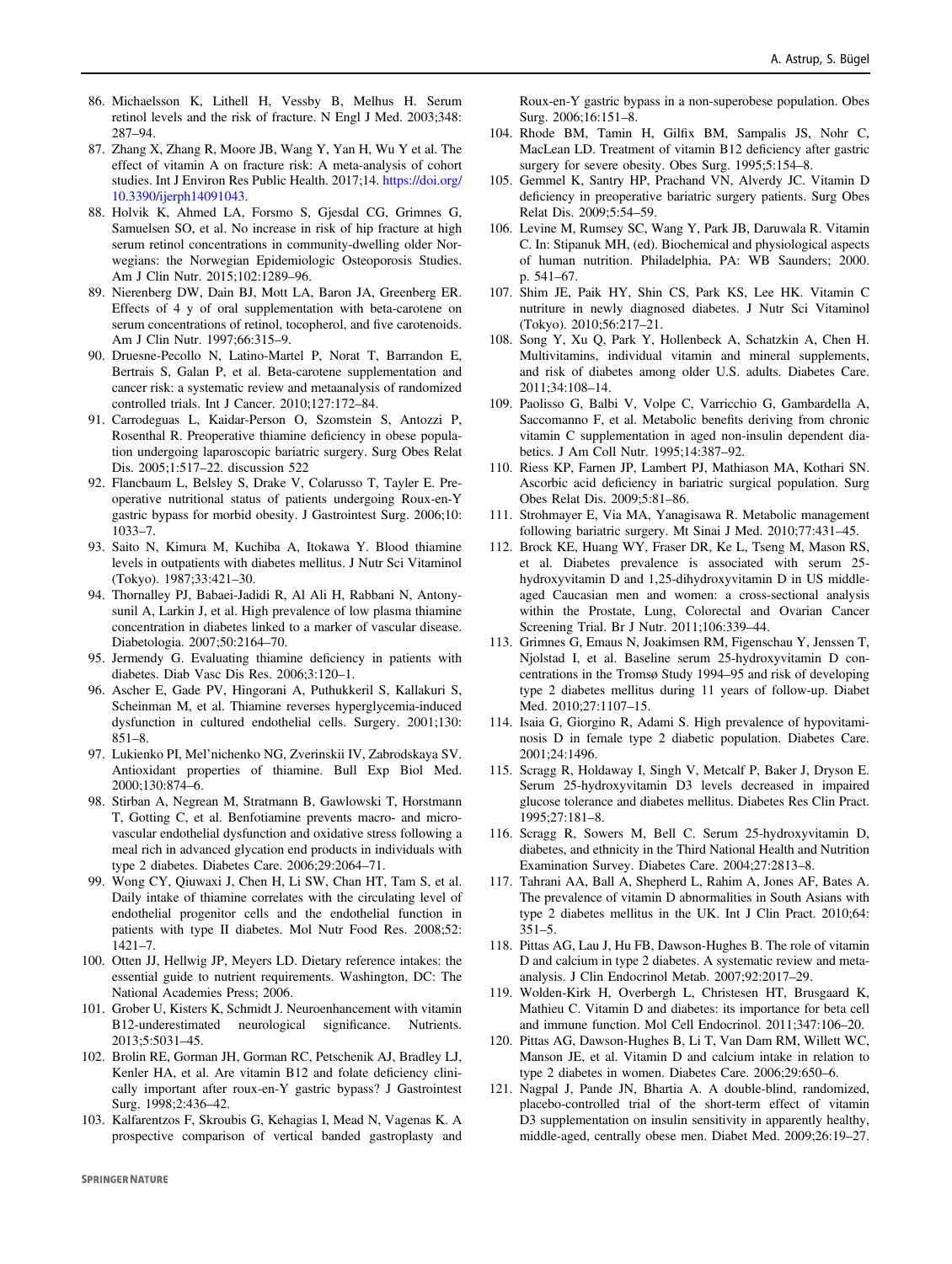86. Michaelsson K, Lithell H, Vessby B, Melhus H. Serum retinol levels and the risk of fracture. N Engl J Med. 2003;348: 287–94.
87. Zhang X, Zhang R, Moore JB, Wang Y, Yan H, Wu Y et al. The effect of vitamin A on fracture risk: A meta-analysis of cohort studies. Int J Environ Res Public Health. 2017;14. https://doi.org/10.3390/ijerph14091043.
88. Holvik K, Ahmed LA, Forsmo S, Gjesdal CG, Grimnes G, Samuelsen SO, et al. No increase in risk of hip fracture at high serum retinol concentrations in community-dwelling older Norwegians: the Norwegian Epidemiologic Osteoporosis Studies. Am J Clin Nutr. 2015;102:1289–96.
89. Nierenberg DW, Dain BJ, Mott LA, Baron JA, Greenberg ER. Effects of 4 y of oral supplementation with beta-carotene on serum concentrations of retinol, tocopherol, and five carotenoids. Am J Clin Nutr. 1997;66:315–9.
90. Druesne-Pecollo N, Latino-Martel P, Norat T, Barrandon E, Bertrais S, Galan P, et al. Beta-carotene supplementation and cancer risk: a systematic review and metaanalysis of randomized controlled trials. Int J Cancer. 2010;127:172–84.
91. Carrodeguas L, Kaidar-Person O, Szomstein S, Antozzi P, Rosenthal R. Preoperative thiamine deficiency in obese population undergoing laparoscopic bariatric surgery. Surg Obes Relat Dis. 2005;1:517–22. discussion 522
92. Flancbaum L, Belsley S, Drake V, Colarusso T, Tayler E. Preoperative nutritional status of patients undergoing Roux-en-Y gastric bypass for morbid obesity. J Gastrointest Surg. 2006;10: 1033–7.
93. Saito N, Kimura M, Kuchiba A, Itokawa Y. Blood thiamine levels in outpatients with diabetes mellitus. J Nutr Sci Vitaminol (Tokyo). 1987;33:421–30.
94. Thornalley PJ, Babaei-Jadidi R, Al Ali H, Rabbani N, Antonysunil A, Larkin J, et al. High prevalence of low plasma thiamine concentration in diabetes linked to a marker of vascular disease. Diabetologia. 2007;50:2164–70.
95. Jermendy G. Evaluating thiamine deficiency in patients with diabetes. Diab Vasc Dis Res. 2006;3:120–1.
96. Ascher E, Gade PV, Hingorani A, Puthukkeril S, Kallakuri S, Scheinman M, et al. Thiamine reverses hyperglycemia-induced dysfunction in cultured endothelial cells. Surgery. 2001;130: 851–8.
97. Lukienko PI, Mel'nichenko NG, Zverinskii IV, Zabrodskaya SV. Antioxidant properties of thiamine. Bull Exp Biol Med. 2000;130:874–6.
98. Stirban A, Negrean M, Stratmann B, Gawlowski T, Horstmann T, Gotting C, et al. Benfotiamine prevents macro- and microvascular endothelial dysfunction and oxidative stress following a meal rich in advanced glycation end products in individuals with type 2 diabetes. Diabetes Care. 2006;29:2064–71.
99. Wong CY, Qiuwaxi J, Chen H, Li SW, Chan HT, Tam S, et al. Daily intake of thiamine correlates with the circulating level of endothelial progenitor cells and the endothelial function in patients with type II diabetes. Mol Nutr Food Res. 2008;52: 1421–7.
100. Otten JJ, Hellwig JP, Meyers LD. Dietary reference intakes: the essential guide to nutrient requirements. Washington, DC: The National Academies Press; 2006.
101. Grober U, Kisters K, Schmidt J. Neuroenhancement with vitamin B12-underestimated neurological significance. Nutrients. 2013;5:5031–45.
102. Brolin RE, Gorman JH, Gorman RC, Petschenik AJ, Bradley LJ, Kenler HA, et al. Are vitamin B12 and folate deficiency clinically important after roux-en-Y gastric bypass? J Gastrointest Surg. 1998;2:436–42.
103. Kalfarentzos F, Skroubis G, Kehagias I, Mead N, Vagenas K. A prospective comparison of vertical banded gastroplasty and Roux-en-Y gastric bypass in a non-superobese population. Obes Surg. 2006;16:151–8.
104. Rhode BM, Tamin H, Gilfix BM, Sampalis JS, Nohr C, MacLean LD. Treatment of vitamin B12 deficiency after gastric surgery for severe obesity. Obes Surg. 1995;5:154–8.
105. Gemmel K, Santry HP, Prachand VN, Alverdy JC. Vitamin D deficiency in preoperative bariatric surgery patients. Surg Obes Relat Dis. 2009;5:54–59.
106. Levine M, Rumsey SC, Wang Y, Park JB, Daruwala R. Vitamin C. In: Stipanuk MH, (ed). Biochemical and physiological aspects of human nutrition. Philadelphia, PA: WB Saunders; 2000. p. 541–67.
107. Shim JE, Paik HY, Shin CS, Park KS, Lee HK. Vitamin C nutriture in newly diagnosed diabetes. J Nutr Sci Vitaminol (Tokyo). 2010;56:217–21.
108. Song Y, Xu Q, Park Y, Hollenbeck A, Schatzkin A, Chen H. Multivitamins, individual vitamin and mineral supplements, and risk of diabetes among older U.S. adults. Diabetes Care. 2011;34:108–14.
109. Paolisso G, Balbi V, Volpe C, Varricchio G, Gambardella A, Saccomanno F, et al. Metabolic benefits deriving from chronic vitamin C supplementation in aged non-insulin dependent diabetics. J Am Coll Nutr. 1995;14:387–92.
110. Riess KP, Farnen JP, Lambert PJ, Mathiason MA, Kothari SN. Ascorbic acid deficiency in bariatric surgical population. Surg Obes Relat Dis. 2009;5:81–86.
111. Strohmayer E, Via MA, Yanagisawa R. Metabolic management following bariatric surgery. Mt Sinai J Med. 2010;77:431–45.
112. Brock KE, Huang WY, Fraser DR, Ke L, Tseng M, Mason RS, et al. Diabetes prevalence is associated with serum 25-hydroxyvitamin D and 1,25-dihydroxyvitamin D in US middle-aged Caucasian men and women: a cross-sectional analysis within the Prostate, Lung, Colorectal and Ovarian Cancer Screening Trial. Br J Nutr. 2011;106:339–44.
113. Grimnes G, Emaus N, Joakimsen RM, Figenschau Y, Jenssen T, Njolstad I, et al. Baseline serum 25-hydroxyvitamin D concentrations in the Tromsø Study 1994–95 and risk of developing type 2 diabetes mellitus during 11 years of follow-up. Diabet Med. 2010;27:1107–15.
114. Isaia G, Giorgino R, Adami S. High prevalence of hypovitaminosis D in female type 2 diabetic population. Diabetes Care. 2001;24:1496.
115. Scragg R, Holdaway I, Singh V, Metcalf P, Baker J, Dryson E. Serum 25-hydroxyvitamin D3 levels decreased in impaired glucose tolerance and diabetes mellitus. Diabetes Res Clin Pract. 1995;27:181–8.
116. Scragg R, Sowers M, Bell C. Serum 25-hydroxyvitamin D, diabetes, and ethnicity in the Third National Health and Nutrition Examination Survey. Diabetes Care. 2004;27:2813–8.
117. Tahrani AA, Ball A, Shepherd L, Rahim A, Jones AF, Bates A. The prevalence of vitamin D abnormalities in South Asians with type 2 diabetes mellitus in the UK. Int J Clin Pract. 2010;64: 351–5.
118. Pittas AG, Lau J, Hu FB, Dawson-Hughes B. The role of vitamin D and calcium in type 2 diabetes. A systematic review and meta-analysis. J Clin Endocrinol Metab. 2007;92:2017–29.
119. Wolden-Kirk H, Overbergh L, Christesen HT, Brusgaard K, Mathieu C. Vitamin D and diabetes: its importance for beta cell and immune function. Mol Cell Endocrinol. 2011;347:106–20.
120. Pittas AG, Dawson-Hughes B, Li T, Van Dam RM, Willett WC, Manson JE, et al. Vitamin D and calcium intake in relation to type 2 diabetes in women. Diabetes Care. 2006;29:650–6.
121. Nagpal J, Pande JN, Bhartia A. A double-blind, randomized, placebo-controlled trial of the short-term effect of vitamin D3 supplementation on insulin sensitivity in apparently healthy, middle-aged, centrally obese men. Diabet Med. 2009;26:19–27.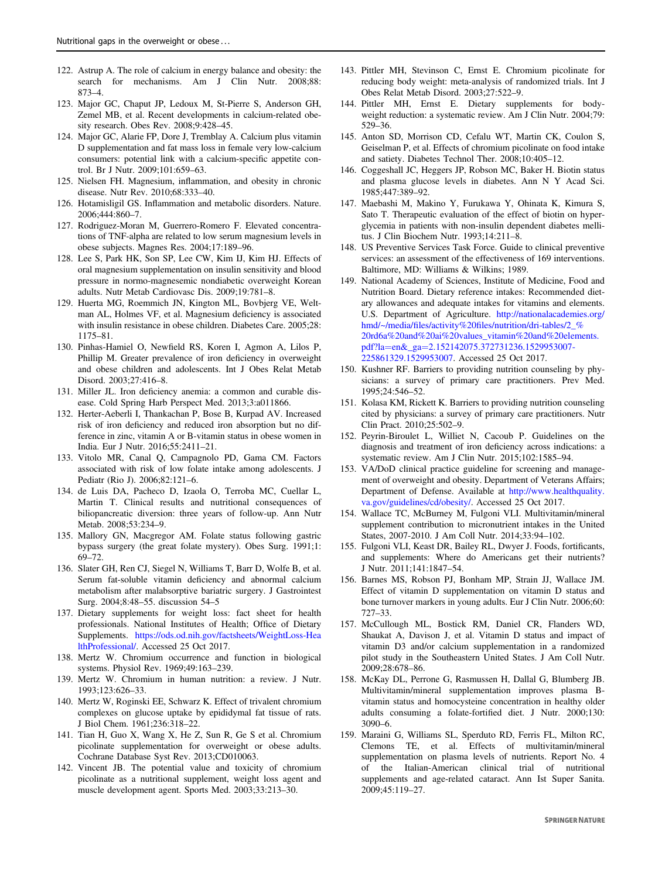122. Astrup A. The role of calcium in energy balance and obesity: the search for mechanisms. Am J Clin Nutr. 2008;88: 873–4.
123. Major GC, Chaput JP, Ledoux M, St-Pierre S, Anderson GH, Zemel MB, et al. Recent developments in calcium-related obesity research. Obes Rev. 2008;9:428–45.
124. Major GC, Alarie FP, Dore J, Tremblay A. Calcium plus vitamin D supplementation and fat mass loss in female very low-calcium consumers: potential link with a calcium-specific appetite control. Br J Nutr. 2009;101:659–63.
125. Nielsen FH. Magnesium, inflammation, and obesity in chronic disease. Nutr Rev. 2010;68:333–40.
126. Hotamisligil GS. Inflammation and metabolic disorders. Nature. 2006;444:860–7.
127. Rodriguez-Moran M, Guerrero-Romero F. Elevated concentrations of TNF-alpha are related to low serum magnesium levels in obese subjects. Magnes Res. 2004;17:189–96.
128. Lee S, Park HK, Son SP, Lee CW, Kim IJ, Kim HJ. Effects of oral magnesium supplementation on insulin sensitivity and blood pressure in normo-magnesemic nondiabetic overweight Korean adults. Nutr Metab Cardiovasc Dis. 2009;19:781–8.
129. Huerta MG, Roemmich JN, Kington ML, Bovbjerg VE, Weltman AL, Holmes VF, et al. Magnesium deficiency is associated with insulin resistance in obese children. Diabetes Care. 2005;28: 1175–81.
130. Pinhas-Hamiel O, Newfield RS, Koren I, Agmon A, Lilos P, Phillip M. Greater prevalence of iron deficiency in overweight and obese children and adolescents. Int J Obes Relat Metab Disord. 2003;27:416–8.
131. Miller JL. Iron deficiency anemia: a common and curable disease. Cold Spring Harb Perspect Med. 2013;3:a011866.
132. Herter-Aeberli I, Thankachan P, Bose B, Kurpad AV. Increased risk of iron deficiency and reduced iron absorption but no difference in zinc, vitamin A or B-vitamin status in obese women in India. Eur J Nutr. 2016;55:2411–21.
133. Vitolo MR, Canal Q, Campagnolo PD, Gama CM. Factors associated with risk of low folate intake among adolescents. J Pediatr (Rio J). 2006;82:121–6.
134. de Luis DA, Pacheco D, Izaola O, Terroba MC, Cuellar L, Martin T. Clinical results and nutritional consequences of biliopancreatic diversion: three years of follow-up. Ann Nutr Metab. 2008;53:234–9.
135. Mallory GN, Macgregor AM. Folate status following gastric bypass surgery (the great folate mystery). Obes Surg. 1991;1: 69–72.
136. Slater GH, Ren CJ, Siegel N, Williams T, Barr D, Wolfe B, et al. Serum fat-soluble vitamin deficiency and abnormal calcium metabolism after malabsorptive bariatric surgery. J Gastrointest Surg. 2004;8:48–55. discussion 54–5
137. Dietary supplements for weight loss: fact sheet for health professionals. National Institutes of Health; Office of Dietary Supplements. https://ods.od.nih.gov/factsheets/WeightLoss-HealthProfessional/. Accessed 25 Oct 2017.
138. Mertz W. Chromium occurrence and function in biological systems. Physiol Rev. 1969;49:163–239.
139. Mertz W. Chromium in human nutrition: a review. J Nutr. 1993;123:626–33.
140. Mertz W, Roginski EE, Schwarz K. Effect of trivalent chromium complexes on glucose uptake by epididymal fat tissue of rats. J Biol Chem. 1961;236:318–22.
141. Tian H, Guo X, Wang X, He Z, Sun R, Ge S et al. Chromium picolinate supplementation for overweight or obese adults. Cochrane Database Syst Rev. 2013;CD010063.
142. Vincent JB. The potential value and toxicity of chromium picolinate as a nutritional supplement, weight loss agent and muscle development agent. Sports Med. 2003;33:213–30.
143. Pittler MH, Stevinson C, Ernst E. Chromium picolinate for reducing body weight: meta-analysis of randomized trials. Int J Obes Relat Metab Disord. 2003;27:522–9.
144. Pittler MH, Ernst E. Dietary supplements for body-weight reduction: a systematic review. Am J Clin Nutr. 2004;79: 529–36.
145. Anton SD, Morrison CD, Cefalu WT, Martin CK, Coulon S, Geiselman P, et al. Effects of chromium picolinate on food intake and satiety. Diabetes Technol Ther. 2008;10:405–12.
146. Coggeshall JC, Heggers JP, Robson MC, Baker H. Biotin status and plasma glucose levels in diabetes. Ann N Y Acad Sci. 1985;447:389–92.
147. Maebashi M, Makino Y, Furukawa Y, Ohinata K, Kimura S, Sato T. Therapeutic evaluation of the effect of biotin on hyperglycemia in patients with non-insulin dependent diabetes mellitus. J Clin Biochem Nutr. 1993;14:211–8.
148. US Preventive Services Task Force. Guide to clinical preventive services: an assessment of the effectiveness of 169 interventions. Baltimore, MD: Williams & Wilkins; 1989.
149. National Academy of Sciences, Institute of Medicine, Food and Nutrition Board. Dietary reference intakes: Recommended dietary allowances and adequate intakes for vitamins and elements. U.S. Department of Agriculture. http://nationalacademies.org/hmd/~/media/files/activity%20files/nutrition/dri-tables/2_%20rd6a%20and%20ai%20values_vitamin%20and%20elements.pdf?la=en&_ga=2.152142075.372731236.1529953007-225861329.1529953007. Accessed 25 Oct 2017.
150. Kushner RF. Barriers to providing nutrition counseling by physicians: a survey of primary care practitioners. Prev Med. 1995;24:546–52.
151. Kolasa KM, Rickett K. Barriers to providing nutrition counseling cited by physicians: a survey of primary care practitioners. Nutr Clin Pract. 2010;25:502–9.
152. Peyrin-Biroulet L, Williet N, Cacoub P. Guidelines on the diagnosis and treatment of iron deficiency across indications: a systematic review. Am J Clin Nutr. 2015;102:1585–94.
153. VA/DoD clinical practice guideline for screening and management of overweight and obesity. Department of Veterans Affairs; Department of Defense. Available at http://www.healthquality.va.gov/guidelines/cd/obesity/. Accessed 25 Oct 2017.
154. Wallace TC, McBurney M, Fulgoni VLI. Multivitamin/mineral supplement contribution to micronutrient intakes in the United States, 2007-2010. J Am Coll Nutr. 2014;33:94–102.
155. Fulgoni VLI, Keast DR, Bailey RL, Dwyer J. Foods, fortificants, and supplements: Where do Americans get their nutrients? J Nutr. 2011;141:1847–54.
156. Barnes MS, Robson PJ, Bonham MP, Strain JJ, Wallace JM. Effect of vitamin D supplementation on vitamin D status and bone turnover markers in young adults. Eur J Clin Nutr. 2006;60: 727–33.
157. McCullough ML, Bostick RM, Daniel CR, Flanders WD, Shaukat A, Davison J, et al. Vitamin D status and impact of vitamin D3 and/or calcium supplementation in a randomized pilot study in the Southeastern United States. J Am Coll Nutr. 2009;28:678–86.
158. McKay DL, Perrone G, Rasmussen H, Dallal G, Blumberg JB. Multivitamin/mineral supplementation improves plasma B-vitamin status and homocysteine concentration in healthy older adults consuming a folate-fortified diet. J Nutr. 2000;130: 3090–6.
159. Maraini G, Williams SL, Sperduto RD, Ferris FL, Milton RC, Clemons TE, et al. Effects of multivitamin/mineral supplementation on plasma levels of nutrients. Report No. 4 of the Italian-American clinical trial of nutritional supplements and age-related cataract. Ann Ist Super Sanita. 2009;45:119–27.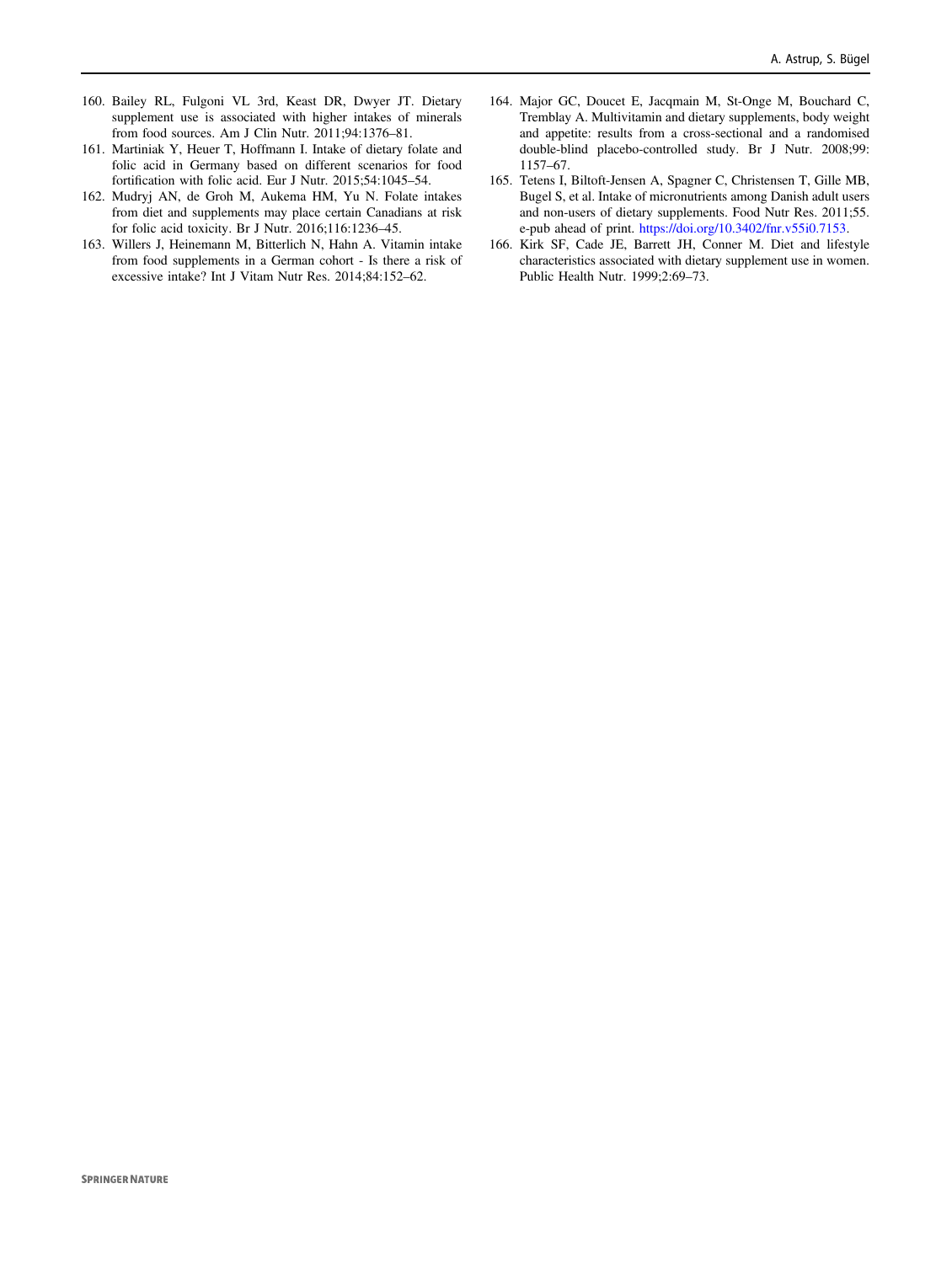160. Bailey RL, Fulgoni VL 3rd, Keast DR, Dwyer JT. Dietary supplement use is associated with higher intakes of minerals from food sources. Am J Clin Nutr. 2011;94:1376–81.
161. Martiniak Y, Heuer T, Hoffmann I. Intake of dietary folate and folic acid in Germany based on different scenarios for food fortification with folic acid. Eur J Nutr. 2015;54:1045–54.
162. Mudryj AN, de Groh M, Aukema HM, Yu N. Folate intakes from diet and supplements may place certain Canadians at risk for folic acid toxicity. Br J Nutr. 2016;116:1236–45.
163. Willers J, Heinemann M, Bitterlich N, Hahn A. Vitamin intake from food supplements in a German cohort - Is there a risk of excessive intake? Int J Vitam Nutr Res. 2014;84:152–62.
164. Major GC, Doucet E, Jacqmain M, St-Onge M, Bouchard C, Tremblay A. Multivitamin and dietary supplements, body weight and appetite: results from a cross-sectional and a randomised double-blind placebo-controlled study. Br J Nutr. 2008;99: 1157–67.
165. Tetens I, Biltoft-Jensen A, Spagner C, Christensen T, Gille MB, Bugel S, et al. Intake of micronutrients among Danish adult users and non-users of dietary supplements. Food Nutr Res. 2011;55. e-pub ahead of print. https://doi.org/10.3402/fnr.v55i0.7153.
166. Kirk SF, Cade JE, Barrett JH, Conner M. Diet and lifestyle characteristics associated with dietary supplement use in women. Public Health Nutr. 1999;2:69–73.